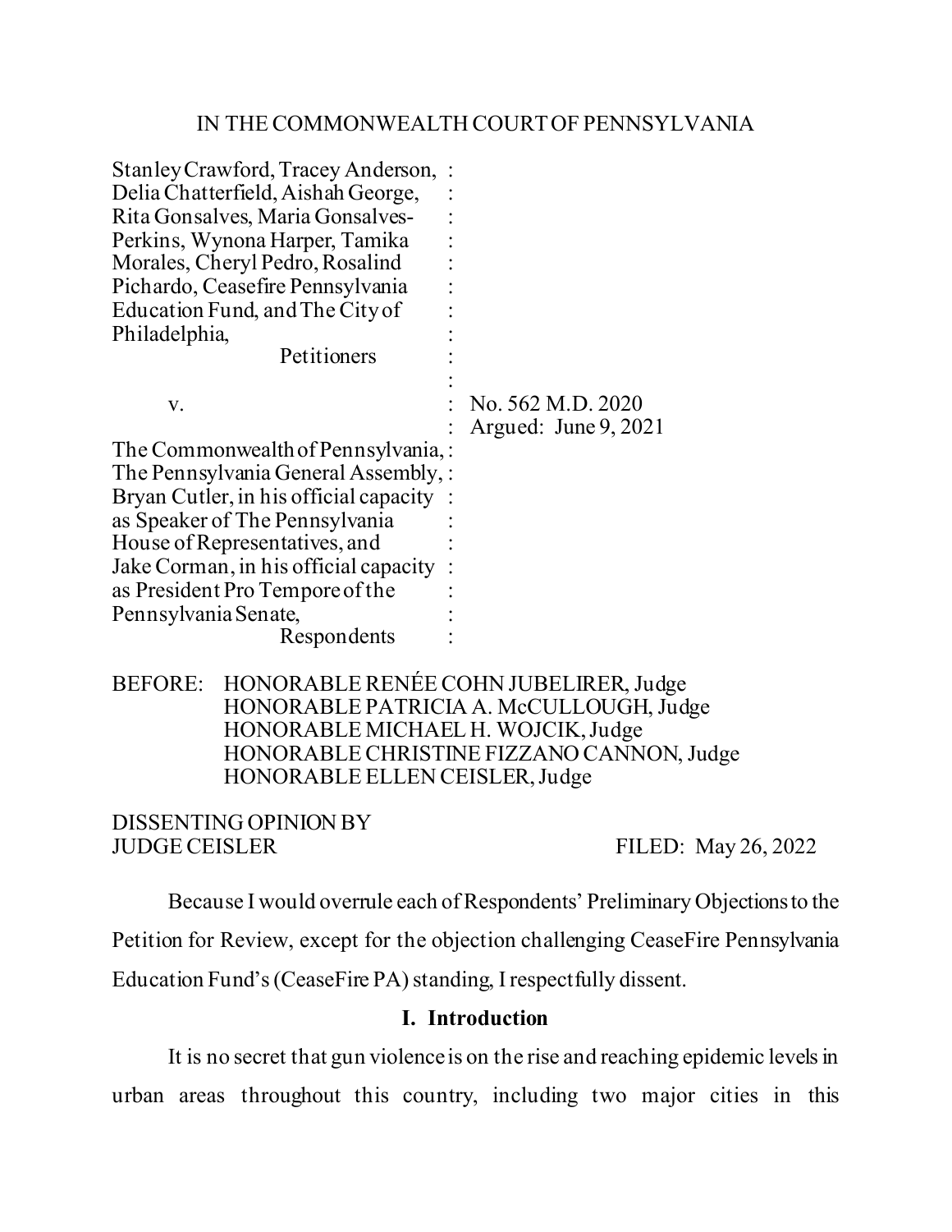IN THE COMMONWEALTH COURT OF PENNSYLVANIA

| | | |
|---|---|---|
| Stanley Crawford, Tracey Anderson, Delia Chatterfield, Aishah George, Rita Gonsalves, Maria Gonsalves-Perkins, Wynona Harper, Tamika Morales, Cheryl Pedro, Rosalind Pichardo, Ceasefire Pennsylvania Education Fund, and The City of Philadelphia, Petitioners | : | |
| v. | : | No. 562 M.D. 2020 |
| | : | Argued: June 9, 2021 |
| The Commonwealth of Pennsylvania, The Pennsylvania General Assembly, Bryan Cutler, in his official capacity as Speaker of The Pennsylvania House of Representatives, and Jake Corman, in his official capacity as President Pro Tempore of the Pennsylvania Senate, Respondents | : | |

BEFORE: HONORABLE RENÉE COHN JUBELIRER, Judge
HONORABLE PATRICIA A. McCULLOUGH, Judge
HONORABLE MICHAEL H. WOJCIK, Judge
HONORABLE CHRISTINE FIZZANO CANNON, Judge
HONORABLE ELLEN CEISLER, Judge

DISSENTING OPINION BY
JUDGE CEISLER FILED: May 26, 2022

Because I would overrule each of Respondents' Preliminary Objections to the Petition for Review, except for the objection challenging CeaseFire Pennsylvania Education Fund's (CeaseFire PA) standing, I respectfully dissent.

## I. Introduction

It is no secret that gun violence is on the rise and reaching epidemic levels in urban areas throughout this country, including two major cities in this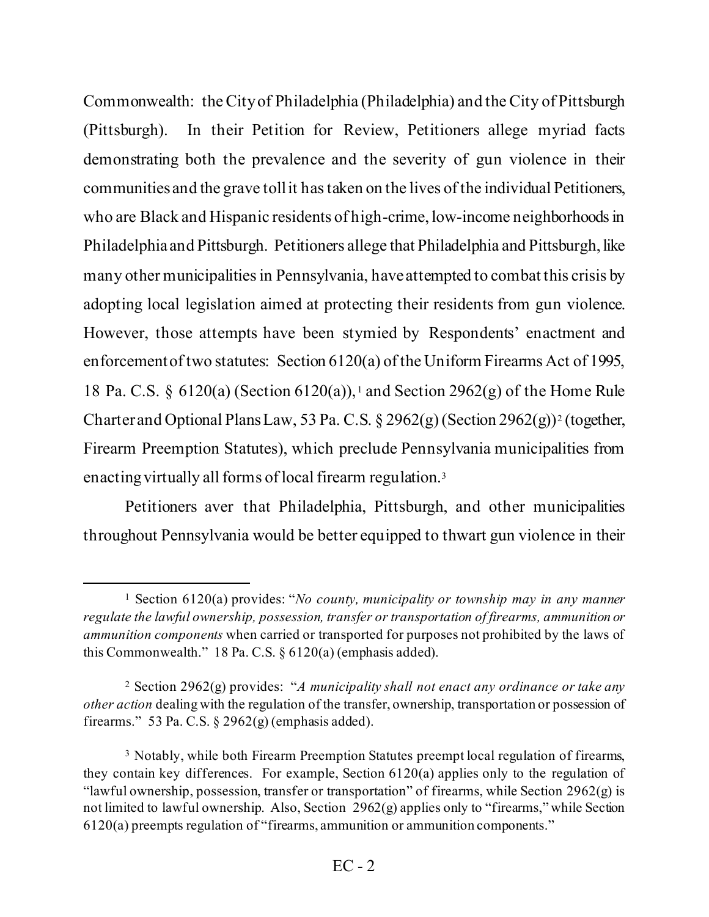Commonwealth: the City of Philadelphia (Philadelphia) and the City of Pittsburgh (Pittsburgh). In their Petition for Review, Petitioners allege myriad facts demonstrating both the prevalence and the severity of gun violence in their communities and the grave toll it has taken on the lives of the individual Petitioners, who are Black and Hispanic residents of high-crime, low-income neighborhoods in Philadelphia and Pittsburgh. Petitioners allege that Philadelphia and Pittsburgh, like many other municipalities in Pennsylvania, have attempted to combat this crisis by adopting local legislation aimed at protecting their residents from gun violence. However, those attempts have been stymied by Respondents' enactment and enforcement of two statutes: Section 6120(a) of the Uniform Firearms Act of 1995, 18 Pa. C.S. § 6120(a) (Section 6120(a)),[1] and Section 2962(g) of the Home Rule Charter and Optional Plans Law, 53 Pa. C.S. § 2962(g) (Section 2962(g))[2] (together, Firearm Preemption Statutes), which preclude Pennsylvania municipalities from enacting virtually all forms of local firearm regulation.[3]

Petitioners aver that Philadelphia, Pittsburgh, and other municipalities throughout Pennsylvania would be better equipped to thwart gun violence in their

---

[1] Section 6120(a) provides: "*No county, municipality or township may in any manner regulate the lawful ownership, possession, transfer or transportation of firearms, ammunition or ammunition components* when carried or transported for purposes not prohibited by the laws of this Commonwealth." 18 Pa. C.S. § 6120(a) (emphasis added).

[2] Section 2962(g) provides: "*A municipality shall not enact any ordinance or take any other action* dealing with the regulation of the transfer, ownership, transportation or possession of firearms." 53 Pa. C.S. § 2962(g) (emphasis added).

[3] Notably, while both Firearm Preemption Statutes preempt local regulation of firearms, they contain key differences. For example, Section 6120(a) applies only to the regulation of "lawful ownership, possession, transfer or transportation" of firearms, while Section 2962(g) is not limited to lawful ownership. Also, Section 2962(g) applies only to "firearms," while Section 6120(a) preempts regulation of "firearms, ammunition or ammunition components."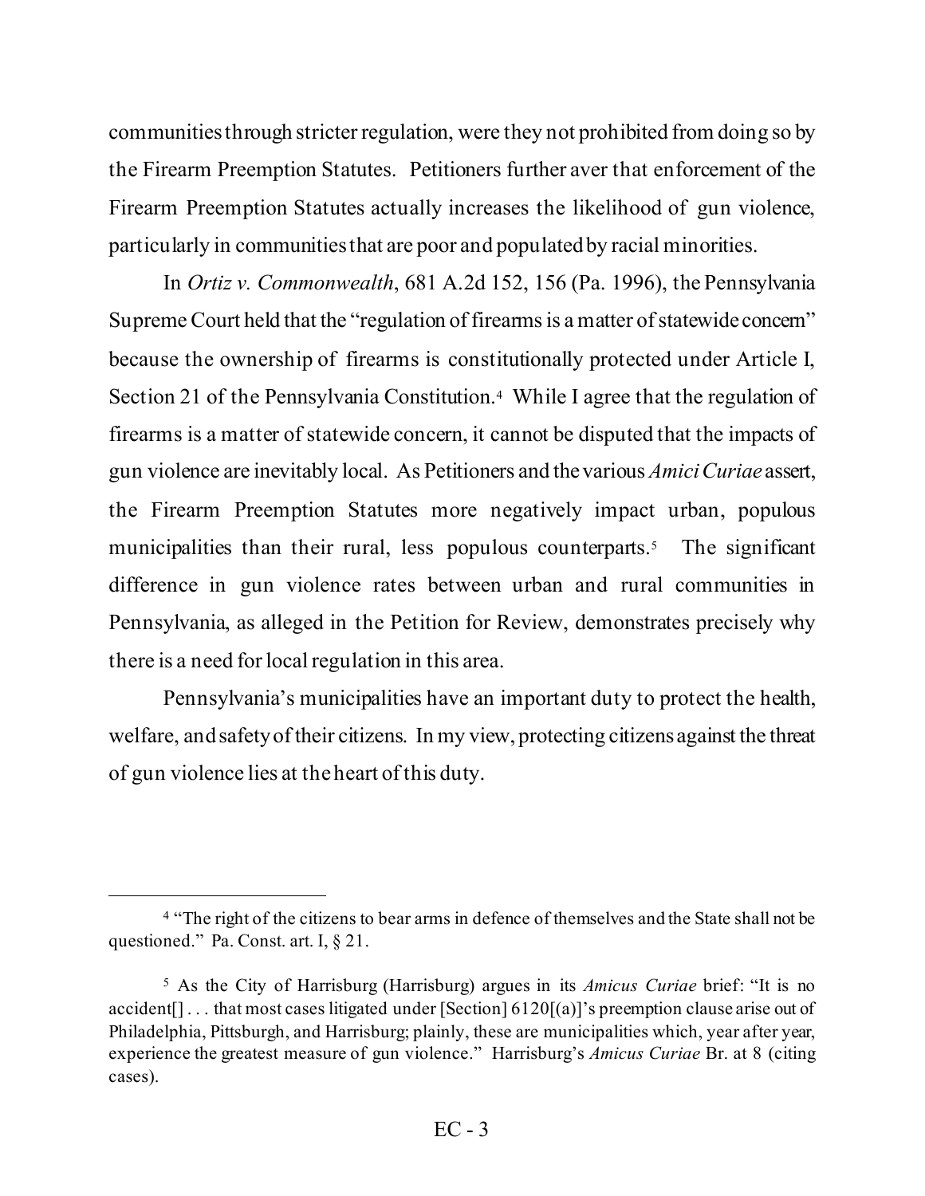communities through stricter regulation, were they not prohibited from doing so by the Firearm Preemption Statutes. Petitioners further aver that enforcement of the Firearm Preemption Statutes actually increases the likelihood of gun violence, particularly in communities that are poor and populated by racial minorities.

In *Ortiz v. Commonwealth*, 681 A.2d 152, 156 (Pa. 1996), the Pennsylvania Supreme Court held that the "regulation of firearms is a matter of statewide concern" because the ownership of firearms is constitutionally protected under Article I, Section 21 of the Pennsylvania Constitution.[4] While I agree that the regulation of firearms is a matter of statewide concern, it cannot be disputed that the impacts of gun violence are inevitably local. As Petitioners and the various *Amici Curiae* assert, the Firearm Preemption Statutes more negatively impact urban, populous municipalities than their rural, less populous counterparts.[5] The significant difference in gun violence rates between urban and rural communities in Pennsylvania, as alleged in the Petition for Review, demonstrates precisely why there is a need for local regulation in this area.

Pennsylvania's municipalities have an important duty to protect the health, welfare, and safety of their citizens. In my view, protecting citizens against the threat of gun violence lies at the heart of this duty.

---

[4] "The right of the citizens to bear arms in defence of themselves and the State shall not be questioned." Pa. Const. art. I, § 21.

[5] As the City of Harrisburg (Harrisburg) argues in its *Amicus Curiae* brief: "It is no accident[] . . . that most cases litigated under [Section] 6120[(a)]'s preemption clause arise out of Philadelphia, Pittsburgh, and Harrisburg; plainly, these are municipalities which, year after year, experience the greatest measure of gun violence." Harrisburg's *Amicus Curiae* Br. at 8 (citing cases).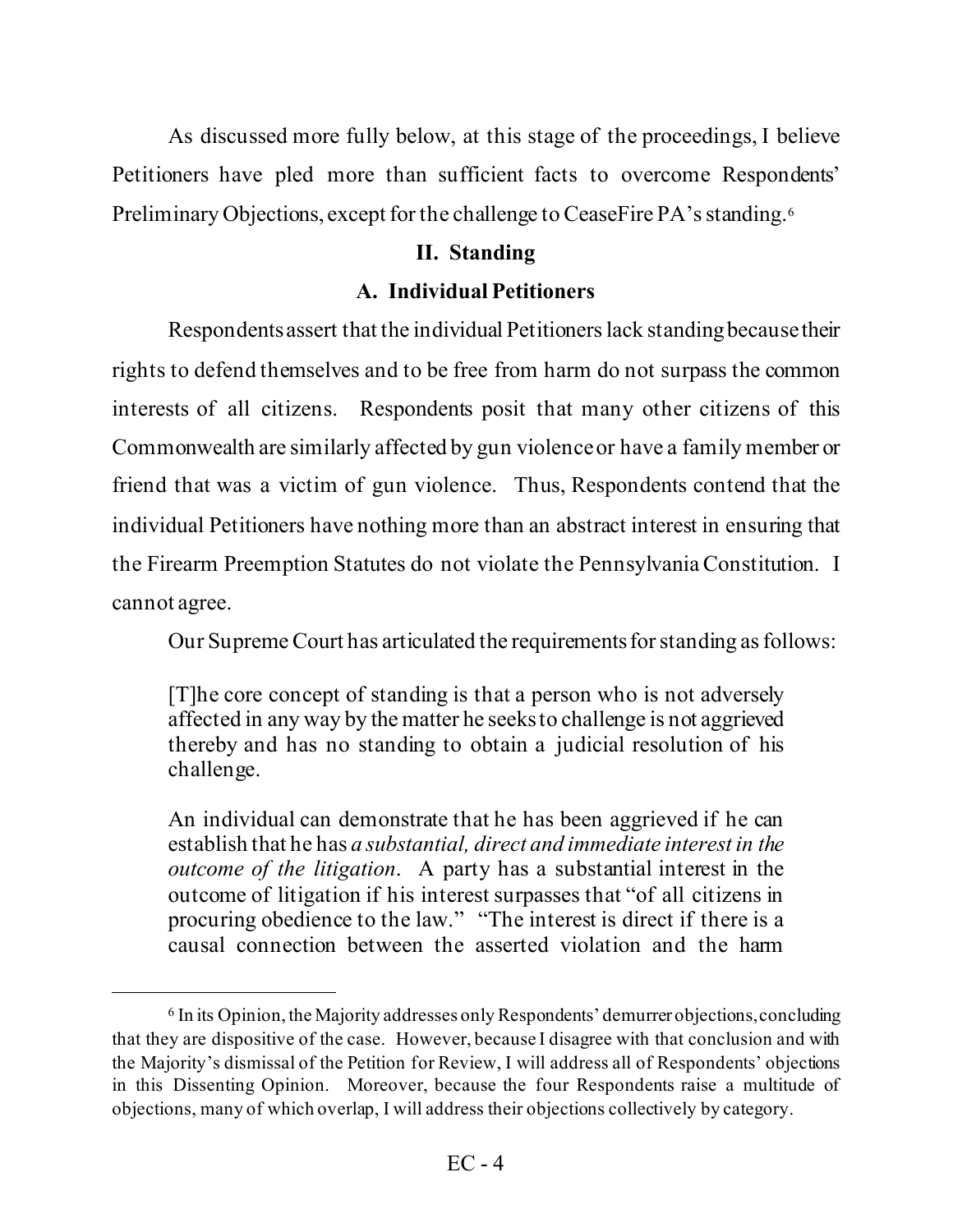As discussed more fully below, at this stage of the proceedings, I believe Petitioners have pled more than sufficient facts to overcome Respondents' Preliminary Objections, except for the challenge to CeaseFire PA's standing.[6]

## II. Standing

### A. Individual Petitioners

Respondents assert that the individual Petitioners lack standing because their rights to defend themselves and to be free from harm do not surpass the common interests of all citizens. Respondents posit that many other citizens of this Commonwealth are similarly affected by gun violence or have a family member or friend that was a victim of gun violence. Thus, Respondents contend that the individual Petitioners have nothing more than an abstract interest in ensuring that the Firearm Preemption Statutes do not violate the Pennsylvania Constitution. I cannot agree.

Our Supreme Court has articulated the requirements for standing as follows:

> [T]he core concept of standing is that a person who is not adversely affected in any way by the matter he seeks to challenge is not aggrieved thereby and has no standing to obtain a judicial resolution of his challenge.
>
> An individual can demonstrate that he has been aggrieved if he can establish that he has *a substantial, direct and immediate interest in the outcome of the litigation*. A party has a substantial interest in the outcome of litigation if his interest surpasses that "of all citizens in procuring obedience to the law." "The interest is direct if there is a causal connection between the asserted violation and the harm

---

[6] In its Opinion, the Majority addresses only Respondents' demurrer objections, concluding that they are dispositive of the case. However, because I disagree with that conclusion and with the Majority's dismissal of the Petition for Review, I will address all of Respondents' objections in this Dissenting Opinion. Moreover, because the four Respondents raise a multitude of objections, many of which overlap, I will address their objections collectively by category.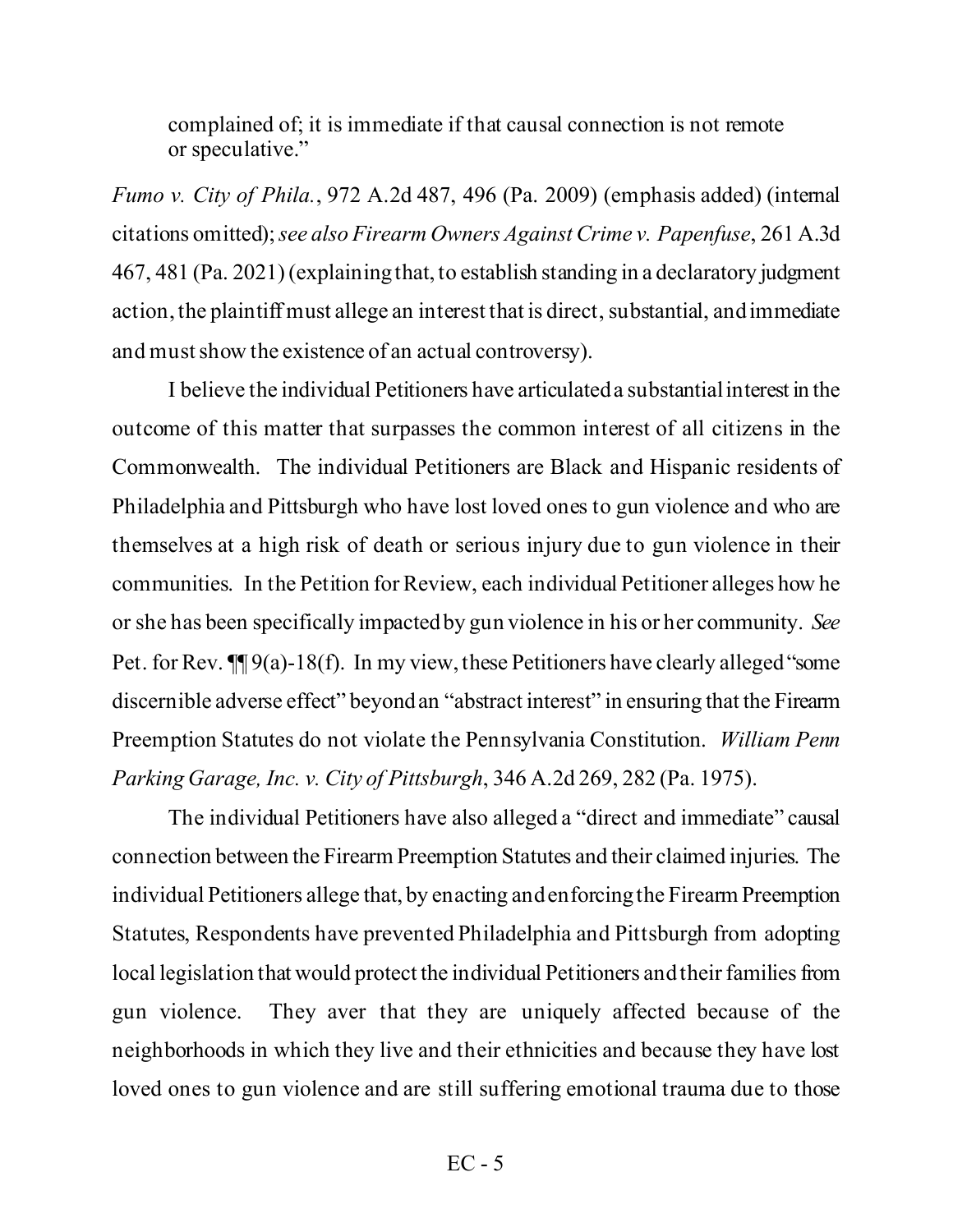> complained of; it is immediate if that causal connection is not remote or speculative."

*Fumo v. City of Phila.*, 972 A.2d 487, 496 (Pa. 2009) (emphasis added) (internal citations omitted); *see also Firearm Owners Against Crime v. Papenfuse*, 261 A.3d 467, 481 (Pa. 2021) (explaining that, to establish standing in a declaratory judgment action, the plaintiff must allege an interest that is direct, substantial, and immediate and must show the existence of an actual controversy).

I believe the individual Petitioners have articulated a substantial interest in the outcome of this matter that surpasses the common interest of all citizens in the Commonwealth. The individual Petitioners are Black and Hispanic residents of Philadelphia and Pittsburgh who have lost loved ones to gun violence and who are themselves at a high risk of death or serious injury due to gun violence in their communities. In the Petition for Review, each individual Petitioner alleges how he or she has been specifically impacted by gun violence in his or her community. *See* Pet. for Rev. ¶¶ 9(a)-18(f). In my view, these Petitioners have clearly alleged "some discernible adverse effect" beyond an "abstract interest" in ensuring that the Firearm Preemption Statutes do not violate the Pennsylvania Constitution. *William Penn Parking Garage, Inc. v. City of Pittsburgh*, 346 A.2d 269, 282 (Pa. 1975).

The individual Petitioners have also alleged a "direct and immediate" causal connection between the Firearm Preemption Statutes and their claimed injuries. The individual Petitioners allege that, by enacting and enforcing the Firearm Preemption Statutes, Respondents have prevented Philadelphia and Pittsburgh from adopting local legislation that would protect the individual Petitioners and their families from gun violence. They aver that they are uniquely affected because of the neighborhoods in which they live and their ethnicities and because they have lost loved ones to gun violence and are still suffering emotional trauma due to those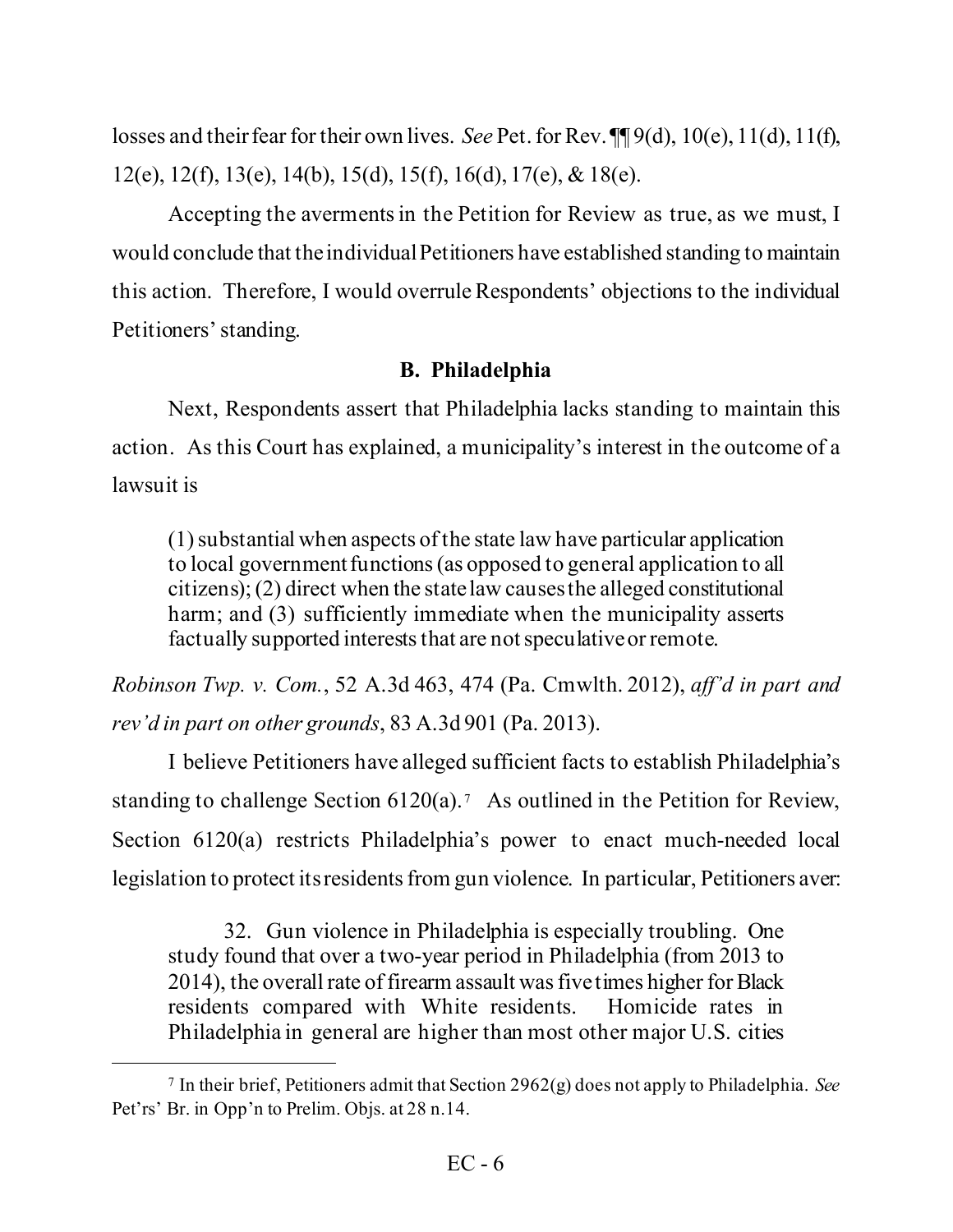losses and their fear for their own lives. *See* Pet. for Rev. ¶¶ 9(d), 10(e), 11(d), 11(f), 12(e), 12(f), 13(e), 14(b), 15(d), 15(f), 16(d), 17(e), & 18(e).

Accepting the averments in the Petition for Review as true, as we must, I would conclude that the individual Petitioners have established standing to maintain this action. Therefore, I would overrule Respondents' objections to the individual Petitioners' standing.

### B. Philadelphia

Next, Respondents assert that Philadelphia lacks standing to maintain this action. As this Court has explained, a municipality's interest in the outcome of a lawsuit is

> (1) substantial when aspects of the state law have particular application to local government functions (as opposed to general application to all citizens); (2) direct when the state law causes the alleged constitutional harm; and (3) sufficiently immediate when the municipality asserts factually supported interests that are not speculative or remote.

*Robinson Twp. v. Com.*, 52 A.3d 463, 474 (Pa. Cmwlth. 2012), *aff'd in part and rev'd in part on other grounds*, 83 A.3d 901 (Pa. 2013).

I believe Petitioners have alleged sufficient facts to establish Philadelphia's standing to challenge Section 6120(a).[7] As outlined in the Petition for Review, Section 6120(a) restricts Philadelphia's power to enact much-needed local legislation to protect its residents from gun violence. In particular, Petitioners aver:

> 32. Gun violence in Philadelphia is especially troubling. One study found that over a two-year period in Philadelphia (from 2013 to 2014), the overall rate of firearm assault was five times higher for Black residents compared with White residents. Homicide rates in Philadelphia in general are higher than most other major U.S. cities

---

[7] In their brief, Petitioners admit that Section 2962(g) does not apply to Philadelphia. *See* Pet'rs' Br. in Opp'n to Prelim. Objs. at 28 n.14.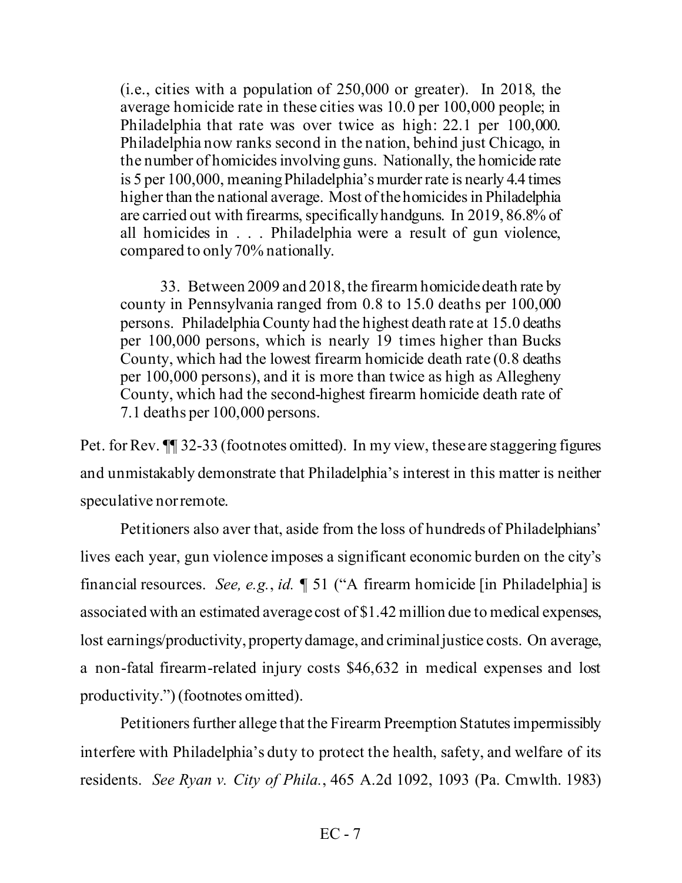> (i.e., cities with a population of 250,000 or greater). In 2018, the average homicide rate in these cities was 10.0 per 100,000 people; in Philadelphia that rate was over twice as high: 22.1 per 100,000. Philadelphia now ranks second in the nation, behind just Chicago, in the number of homicides involving guns. Nationally, the homicide rate is 5 per 100,000, meaning Philadelphia's murder rate is nearly 4.4 times higher than the national average. Most of the homicides in Philadelphia are carried out with firearms, specifically handguns. In 2019, 86.8% of all homicides in . . . Philadelphia were a result of gun violence, compared to only 70% nationally.
>
> 33. Between 2009 and 2018, the firearm homicide death rate by county in Pennsylvania ranged from 0.8 to 15.0 deaths per 100,000 persons. Philadelphia County had the highest death rate at 15.0 deaths per 100,000 persons, which is nearly 19 times higher than Bucks County, which had the lowest firearm homicide death rate (0.8 deaths per 100,000 persons), and it is more than twice as high as Allegheny County, which had the second-highest firearm homicide death rate of 7.1 deaths per 100,000 persons.

Pet. for Rev. ¶¶ 32-33 (footnotes omitted). In my view, these are staggering figures and unmistakably demonstrate that Philadelphia's interest in this matter is neither speculative nor remote.

Petitioners also aver that, aside from the loss of hundreds of Philadelphians' lives each year, gun violence imposes a significant economic burden on the city's financial resources. *See, e.g.*, *id.* ¶ 51 ("A firearm homicide [in Philadelphia] is associated with an estimated average cost of $1.42 million due to medical expenses, lost earnings/productivity, property damage, and criminal justice costs. On average, a non-fatal firearm-related injury costs $46,632 in medical expenses and lost productivity.") (footnotes omitted).

Petitioners further allege that the Firearm Preemption Statutes impermissibly interfere with Philadelphia's duty to protect the health, safety, and welfare of its residents. *See Ryan v. City of Phila.*, 465 A.2d 1092, 1093 (Pa. Cmwlth. 1983)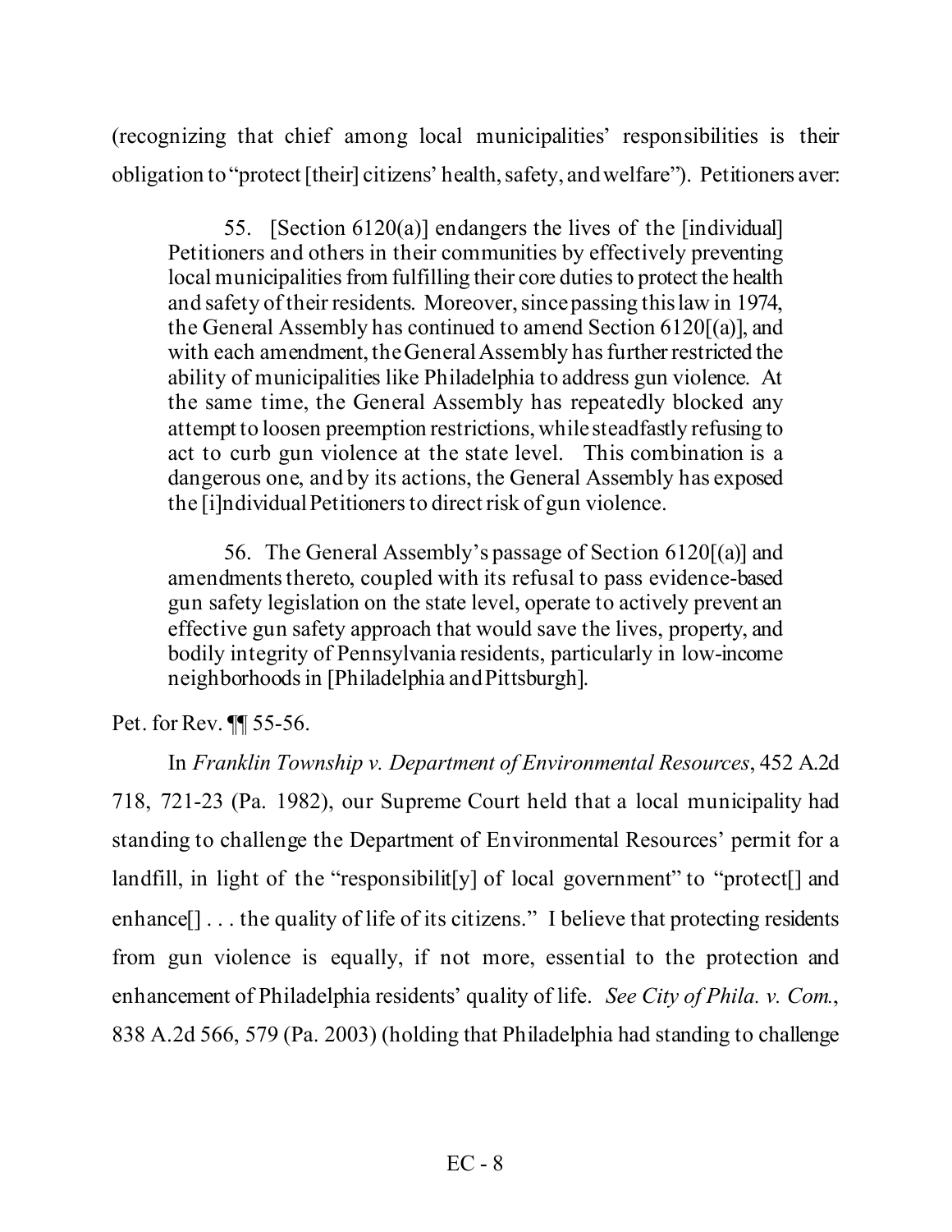(recognizing that chief among local municipalities' responsibilities is their obligation to "protect [their] citizens' health, safety, and welfare"). Petitioners aver:

> 55. [Section 6120(a)] endangers the lives of the [individual] Petitioners and others in their communities by effectively preventing local municipalities from fulfilling their core duties to protect the health and safety of their residents. Moreover, since passing this law in 1974, the General Assembly has continued to amend Section 6120[(a)], and with each amendment, the General Assembly has further restricted the ability of municipalities like Philadelphia to address gun violence. At the same time, the General Assembly has repeatedly blocked any attempt to loosen preemption restrictions, while steadfastly refusing to act to curb gun violence at the state level. This combination is a dangerous one, and by its actions, the General Assembly has exposed the [i]ndividual Petitioners to direct risk of gun violence.
>
> 56. The General Assembly's passage of Section 6120[(a)] and amendments thereto, coupled with its refusal to pass evidence-based gun safety legislation on the state level, operate to actively prevent an effective gun safety approach that would save the lives, property, and bodily integrity of Pennsylvania residents, particularly in low-income neighborhoods in [Philadelphia and Pittsburgh].

Pet. for Rev. ¶¶ 55-56.

In *Franklin Township v. Department of Environmental Resources*, 452 A.2d 718, 721-23 (Pa. 1982), our Supreme Court held that a local municipality had standing to challenge the Department of Environmental Resources' permit for a landfill, in light of the "responsibilit[y] of local government" to "protect[] and enhance[] . . . the quality of life of its citizens." I believe that protecting residents from gun violence is equally, if not more, essential to the protection and enhancement of Philadelphia residents' quality of life. *See City of Phila. v. Com.*, 838 A.2d 566, 579 (Pa. 2003) (holding that Philadelphia had standing to challenge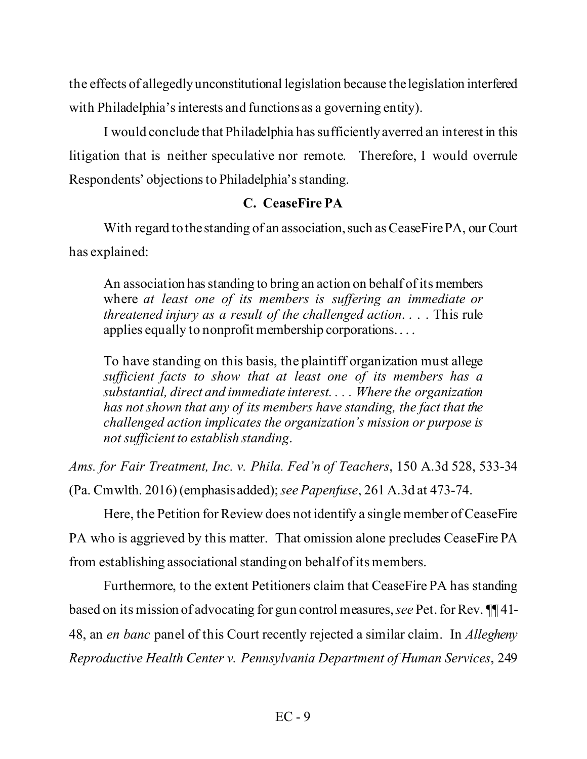the effects of allegedly unconstitutional legislation because the legislation interfered with Philadelphia's interests and functions as a governing entity).

I would conclude that Philadelphia has sufficiently averred an interest in this litigation that is neither speculative nor remote. Therefore, I would overrule Respondents' objections to Philadelphia's standing.

### C. CeaseFire PA

With regard to the standing of an association, such as CeaseFire PA, our Court has explained:

> An association has standing to bring an action on behalf of its members where *at least one of its members is suffering an immediate or threatened injury as a result of the challenged action*. . . . This rule applies equally to nonprofit membership corporations. . . .
>
> To have standing on this basis, the plaintiff organization must allege *sufficient facts to show that at least one of its members has a substantial, direct and immediate interest. . . . Where the organization has not shown that any of its members have standing, the fact that the challenged action implicates the organization's mission or purpose is not sufficient to establish standing*.

*Ams. for Fair Treatment, Inc. v. Phila. Fed'n of Teachers*, 150 A.3d 528, 533-34 (Pa. Cmwlth. 2016) (emphasis added); *see Papenfuse*, 261 A.3d at 473-74.

Here, the Petition for Review does not identify a single member of CeaseFire PA who is aggrieved by this matter. That omission alone precludes CeaseFire PA from establishing associational standing on behalf of its members.

Furthermore, to the extent Petitioners claim that CeaseFire PA has standing based on its mission of advocating for gun control measures, *see* Pet. for Rev. ¶¶ 41-48, an *en banc* panel of this Court recently rejected a similar claim. In *Allegheny Reproductive Health Center v. Pennsylvania Department of Human Services*, 249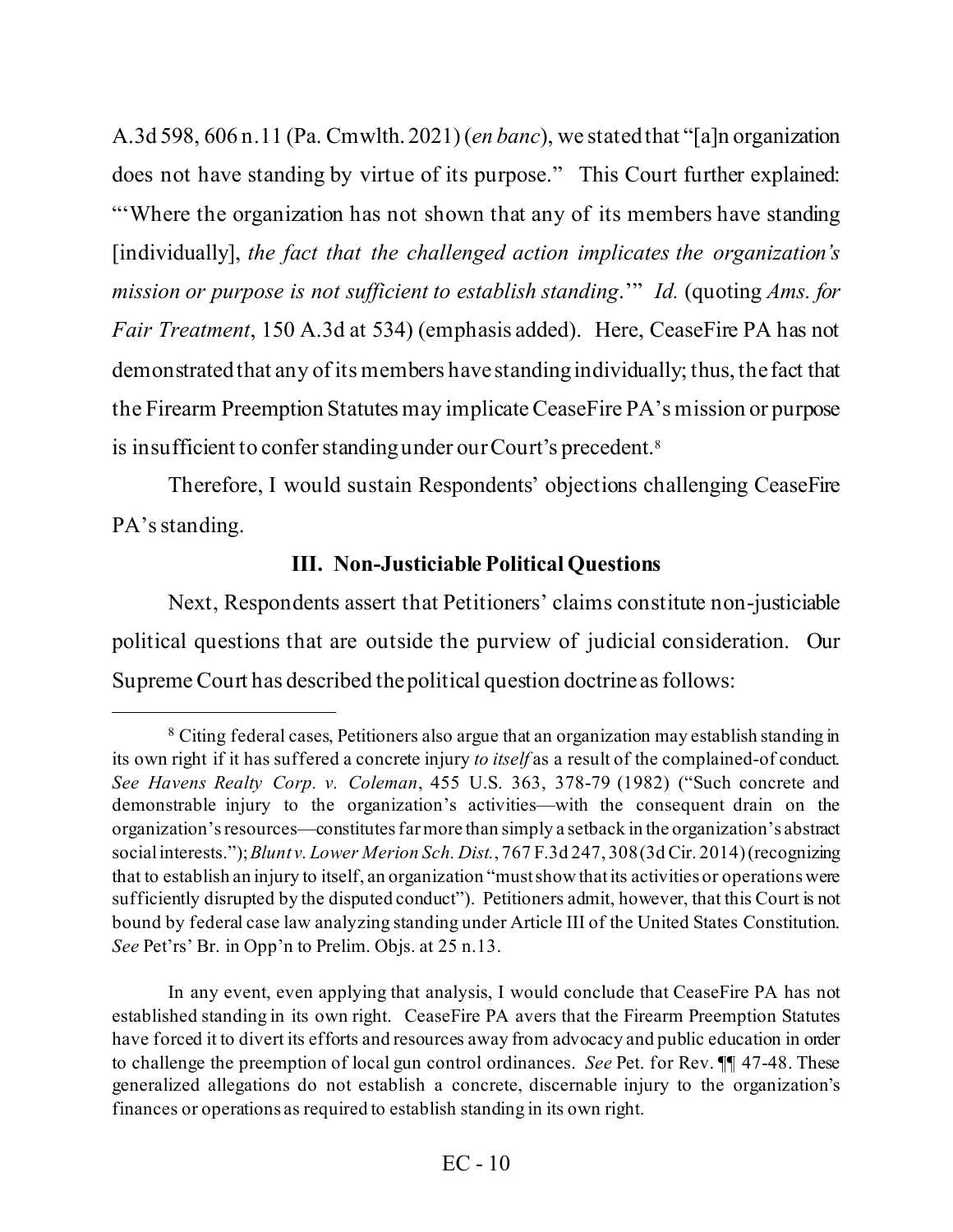A.3d 598, 606 n.11 (Pa. Cmwlth. 2021) (*en banc*), we stated that "[a]n organization does not have standing by virtue of its purpose." This Court further explained: "'Where the organization has not shown that any of its members have standing [individually], *the fact that the challenged action implicates the organization's mission or purpose is not sufficient to establish standing*.'" *Id.* (quoting *Ams. for Fair Treatment*, 150 A.3d at 534) (emphasis added). Here, CeaseFire PA has not demonstrated that any of its members have standing individually; thus, the fact that the Firearm Preemption Statutes may implicate CeaseFire PA's mission or purpose is insufficient to confer standing under our Court's precedent.[8]

Therefore, I would sustain Respondents' objections challenging CeaseFire PA's standing.

### III. Non-Justiciable Political Questions

Next, Respondents assert that Petitioners' claims constitute non-justiciable political questions that are outside the purview of judicial consideration. Our Supreme Court has described the political question doctrine as follows:

---

[8] Citing federal cases, Petitioners also argue that an organization may establish standing in its own right if it has suffered a concrete injury *to itself* as a result of the complained-of conduct. *See Havens Realty Corp. v. Coleman*, 455 U.S. 363, 378-79 (1982) ("Such concrete and demonstrable injury to the organization's activities—with the consequent drain on the organization's resources—constitutes far more than simply a setback in the organization's abstract social interests."); *Blunt v. Lower Merion Sch. Dist.*, 767 F.3d 247, 308 (3d Cir. 2014) (recognizing that to establish an injury to itself, an organization "must show that its activities or operations were sufficiently disrupted by the disputed conduct"). Petitioners admit, however, that this Court is not bound by federal case law analyzing standing under Article III of the United States Constitution. *See* Pet'rs' Br. in Opp'n to Prelim. Objs. at 25 n.13.

In any event, even applying that analysis, I would conclude that CeaseFire PA has not established standing in its own right. CeaseFire PA avers that the Firearm Preemption Statutes have forced it to divert its efforts and resources away from advocacy and public education in order to challenge the preemption of local gun control ordinances. *See* Pet. for Rev. ¶¶ 47-48. These generalized allegations do not establish a concrete, discernable injury to the organization's finances or operations as required to establish standing in its own right.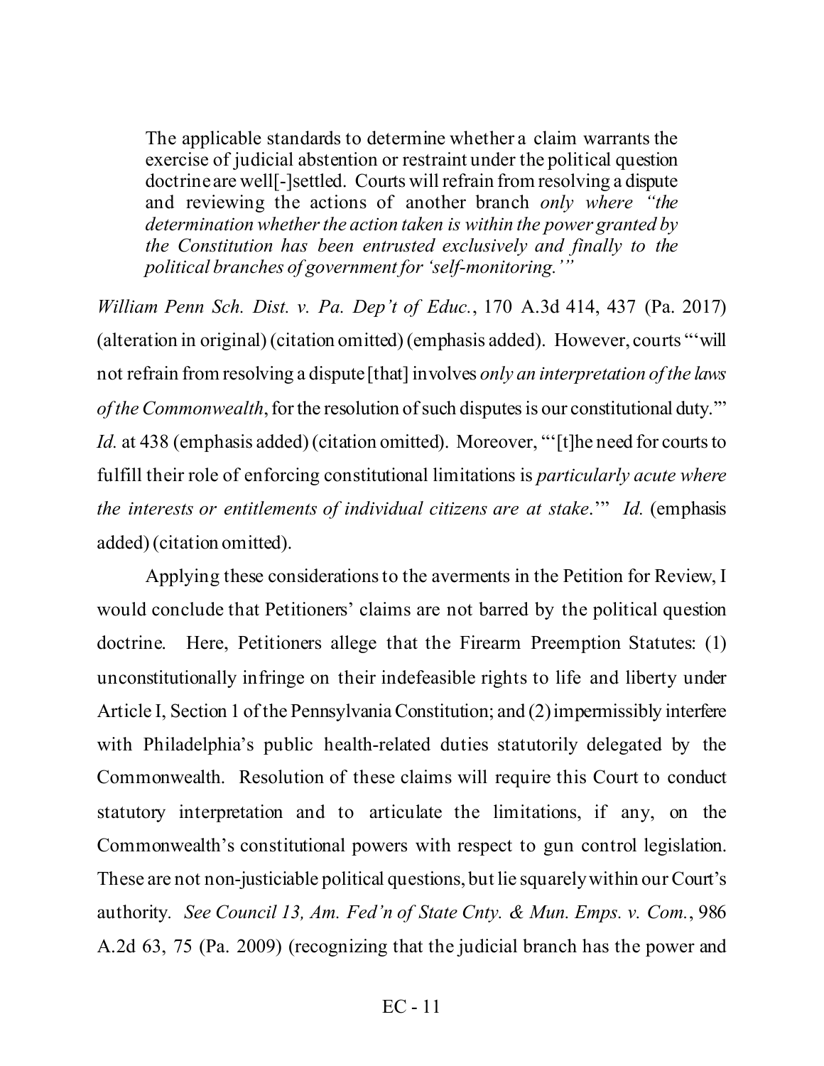> The applicable standards to determine whether a claim warrants the exercise of judicial abstention or restraint under the political question doctrine are well[-]settled. Courts will refrain from resolving a dispute and reviewing the actions of another branch *only where "the determination whether the action taken is within the power granted by the Constitution has been entrusted exclusively and finally to the political branches of government for 'self-monitoring.'"*

*William Penn Sch. Dist. v. Pa. Dep't of Educ.*, 170 A.3d 414, 437 (Pa. 2017) (alteration in original) (citation omitted) (emphasis added). However, courts "'will not refrain from resolving a dispute [that] involves *only an interpretation of the laws of the Commonwealth*, for the resolution of such disputes is our constitutional duty.'" *Id.* at 438 (emphasis added) (citation omitted). Moreover, "'[t]he need for courts to fulfill their role of enforcing constitutional limitations is *particularly acute where the interests or entitlements of individual citizens are at stake*.'" *Id.* (emphasis added) (citation omitted).

Applying these considerations to the averments in the Petition for Review, I would conclude that Petitioners' claims are not barred by the political question doctrine. Here, Petitioners allege that the Firearm Preemption Statutes: (1) unconstitutionally infringe on their indefeasible rights to life and liberty under Article I, Section 1 of the Pennsylvania Constitution; and (2) impermissibly interfere with Philadelphia's public health-related duties statutorily delegated by the Commonwealth. Resolution of these claims will require this Court to conduct statutory interpretation and to articulate the limitations, if any, on the Commonwealth's constitutional powers with respect to gun control legislation. These are not non-justiciable political questions, but lie squarely within our Court's authority. *See Council 13, Am. Fed'n of State Cnty. & Mun. Emps. v. Com.*, 986 A.2d 63, 75 (Pa. 2009) (recognizing that the judicial branch has the power and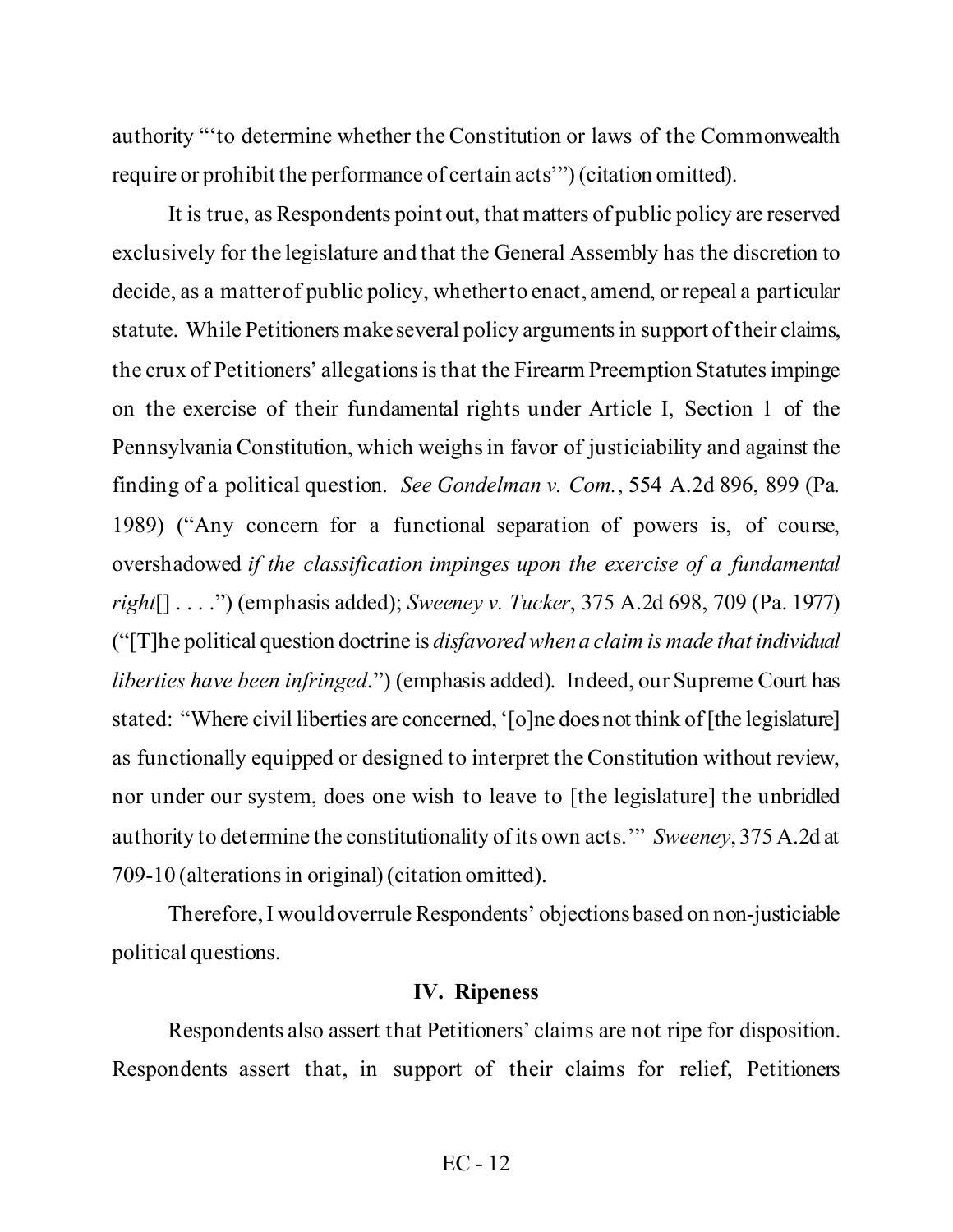authority "'to determine whether the Constitution or laws of the Commonwealth require or prohibit the performance of certain acts'") (citation omitted).

It is true, as Respondents point out, that matters of public policy are reserved exclusively for the legislature and that the General Assembly has the discretion to decide, as a matter of public policy, whether to enact, amend, or repeal a particular statute. While Petitioners make several policy arguments in support of their claims, the crux of Petitioners' allegations is that the Firearm Preemption Statutes impinge on the exercise of their fundamental rights under Article I, Section 1 of the Pennsylvania Constitution, which weighs in favor of justiciability and against the finding of a political question. *See Gondelman v. Com.*, 554 A.2d 896, 899 (Pa. 1989) ("Any concern for a functional separation of powers is, of course, overshadowed *if the classification impinges upon the exercise of a fundamental right*[] . . . .") (emphasis added); *Sweeney v. Tucker*, 375 A.2d 698, 709 (Pa. 1977) ("[T]he political question doctrine is *disfavored when a claim is made that individual liberties have been infringed*.") (emphasis added). Indeed, our Supreme Court has stated: "Where civil liberties are concerned, '[o]ne does not think of [the legislature] as functionally equipped or designed to interpret the Constitution without review, nor under our system, does one wish to leave to [the legislature] the unbridled authority to determine the constitutionality of its own acts.'" *Sweeney*, 375 A.2d at 709-10 (alterations in original) (citation omitted).

Therefore, I would overrule Respondents' objections based on non-justiciable political questions.

### IV. Ripeness

Respondents also assert that Petitioners' claims are not ripe for disposition. Respondents assert that, in support of their claims for relief, Petitioners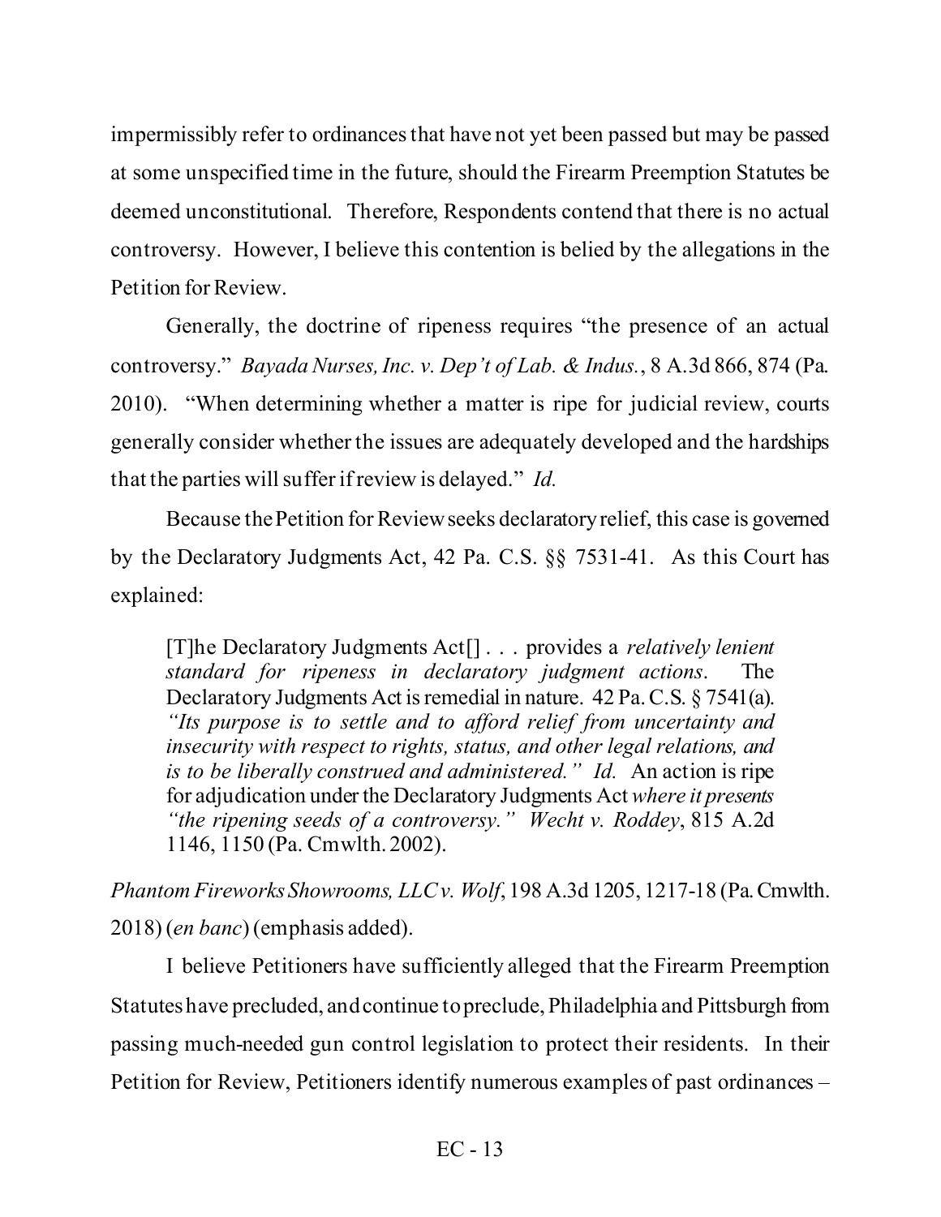impermissibly refer to ordinances that have not yet been passed but may be passed at some unspecified time in the future, should the Firearm Preemption Statutes be deemed unconstitutional. Therefore, Respondents contend that there is no actual controversy. However, I believe this contention is belied by the allegations in the Petition for Review.

Generally, the doctrine of ripeness requires "the presence of an actual controversy." *Bayada Nurses, Inc. v. Dep't of Lab. & Indus.*, 8 A.3d 866, 874 (Pa. 2010). "When determining whether a matter is ripe for judicial review, courts generally consider whether the issues are adequately developed and the hardships that the parties will suffer if review is delayed." *Id.*

Because the Petition for Review seeks declaratory relief, this case is governed by the Declaratory Judgments Act, 42 Pa. C.S. §§ 7531-41. As this Court has explained:

> [T]he Declaratory Judgments Act[] . . . provides a *relatively lenient standard for ripeness in declaratory judgment actions*. The Declaratory Judgments Act is remedial in nature. 42 Pa. C.S. § 7541(a). *"Its purpose is to settle and to afford relief from uncertainty and insecurity with respect to rights, status, and other legal relations, and is to be liberally construed and administered." Id.* An action is ripe for adjudication under the Declaratory Judgments Act *where it presents "the ripening seeds of a controversy." Wecht v. Roddey*, 815 A.2d 1146, 1150 (Pa. Cmwlth. 2002).

*Phantom Fireworks Showrooms, LLC v. Wolf*, 198 A.3d 1205, 1217-18 (Pa. Cmwlth. 2018) (*en banc*) (emphasis added).

I believe Petitioners have sufficiently alleged that the Firearm Preemption Statutes have precluded, and continue to preclude, Philadelphia and Pittsburgh from passing much-needed gun control legislation to protect their residents. In their Petition for Review, Petitioners identify numerous examples of past ordinances –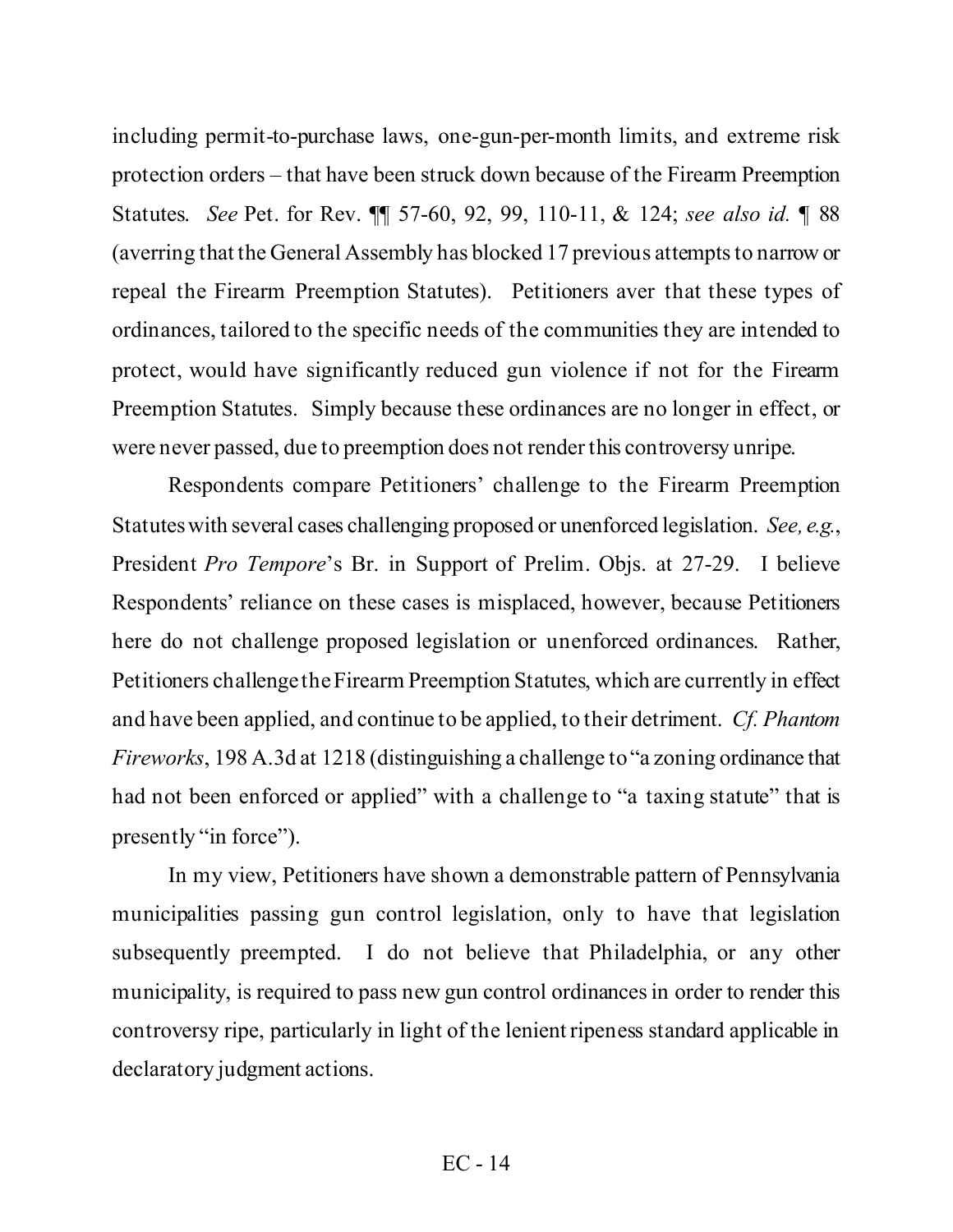including permit-to-purchase laws, one-gun-per-month limits, and extreme risk protection orders – that have been struck down because of the Firearm Preemption Statutes. *See* Pet. for Rev. ¶¶ 57-60, 92, 99, 110-11, & 124; *see also id.* ¶ 88 (averring that the General Assembly has blocked 17 previous attempts to narrow or repeal the Firearm Preemption Statutes). Petitioners aver that these types of ordinances, tailored to the specific needs of the communities they are intended to protect, would have significantly reduced gun violence if not for the Firearm Preemption Statutes. Simply because these ordinances are no longer in effect, or were never passed, due to preemption does not render this controversy unripe.

Respondents compare Petitioners' challenge to the Firearm Preemption Statutes with several cases challenging proposed or unenforced legislation. *See, e.g.*, President *Pro Tempore*'s Br. in Support of Prelim. Objs. at 27-29. I believe Respondents' reliance on these cases is misplaced, however, because Petitioners here do not challenge proposed legislation or unenforced ordinances. Rather, Petitioners challenge the Firearm Preemption Statutes, which are currently in effect and have been applied, and continue to be applied, to their detriment. *Cf. Phantom Fireworks*, 198 A.3d at 1218 (distinguishing a challenge to "a zoning ordinance that had not been enforced or applied" with a challenge to "a taxing statute" that is presently "in force").

In my view, Petitioners have shown a demonstrable pattern of Pennsylvania municipalities passing gun control legislation, only to have that legislation subsequently preempted. I do not believe that Philadelphia, or any other municipality, is required to pass new gun control ordinances in order to render this controversy ripe, particularly in light of the lenient ripeness standard applicable in declaratory judgment actions.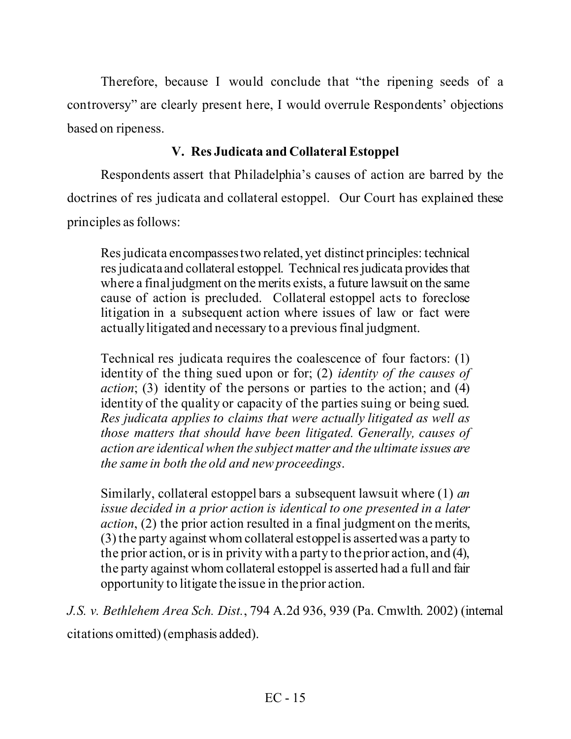Therefore, because I would conclude that "the ripening seeds of a controversy" are clearly present here, I would overrule Respondents' objections based on ripeness.

### V. Res Judicata and Collateral Estoppel

Respondents assert that Philadelphia's causes of action are barred by the doctrines of res judicata and collateral estoppel. Our Court has explained these principles as follows:

> Res judicata encompasses two related, yet distinct principles: technical res judicata and collateral estoppel. Technical res judicata provides that where a final judgment on the merits exists, a future lawsuit on the same cause of action is precluded. Collateral estoppel acts to foreclose litigation in a subsequent action where issues of law or fact were actually litigated and necessary to a previous final judgment.
>
> Technical res judicata requires the coalescence of four factors: (1) identity of the thing sued upon or for; (2) *identity of the causes of action*; (3) identity of the persons or parties to the action; and (4) identity of the quality or capacity of the parties suing or being sued. *Res judicata applies to claims that were actually litigated as well as those matters that should have been litigated. Generally, causes of action are identical when the subject matter and the ultimate issues are the same in both the old and new proceedings*.
>
> Similarly, collateral estoppel bars a subsequent lawsuit where (1) *an issue decided in a prior action is identical to one presented in a later action*, (2) the prior action resulted in a final judgment on the merits, (3) the party against whom collateral estoppel is asserted was a party to the prior action, or is in privity with a party to the prior action, and (4), the party against whom collateral estoppel is asserted had a full and fair opportunity to litigate the issue in the prior action.

*J.S. v. Bethlehem Area Sch. Dist.*, 794 A.2d 936, 939 (Pa. Cmwlth. 2002) (internal citations omitted) (emphasis added).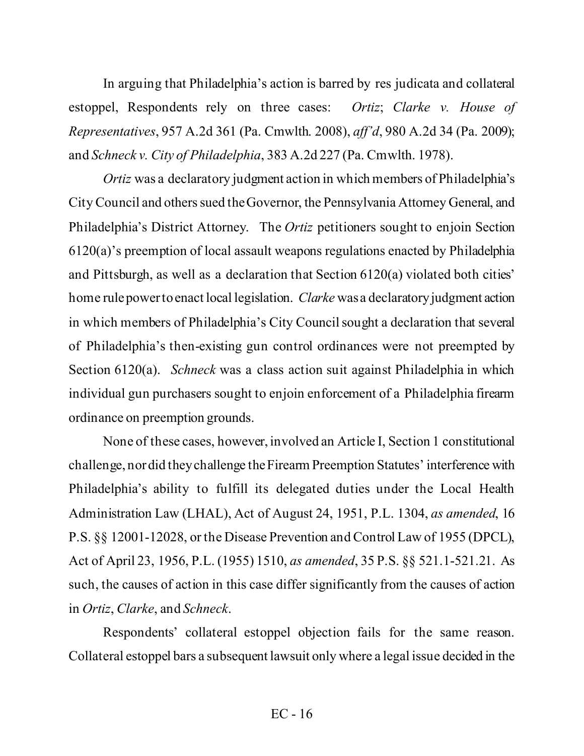In arguing that Philadelphia's action is barred by res judicata and collateral estoppel, Respondents rely on three cases: *Ortiz*; *Clarke v. House of Representatives*, 957 A.2d 361 (Pa. Cmwlth. 2008), *aff'd*, 980 A.2d 34 (Pa. 2009); and *Schneck v. City of Philadelphia*, 383 A.2d 227 (Pa. Cmwlth. 1978).

*Ortiz* was a declaratory judgment action in which members of Philadelphia's City Council and others sued the Governor, the Pennsylvania Attorney General, and Philadelphia's District Attorney. The *Ortiz* petitioners sought to enjoin Section 6120(a)'s preemption of local assault weapons regulations enacted by Philadelphia and Pittsburgh, as well as a declaration that Section 6120(a) violated both cities' home rule power to enact local legislation. *Clarke* was a declaratory judgment action in which members of Philadelphia's City Council sought a declaration that several of Philadelphia's then-existing gun control ordinances were not preempted by Section 6120(a). *Schneck* was a class action suit against Philadelphia in which individual gun purchasers sought to enjoin enforcement of a Philadelphia firearm ordinance on preemption grounds.

None of these cases, however, involved an Article I, Section 1 constitutional challenge, nor did they challenge the Firearm Preemption Statutes' interference with Philadelphia's ability to fulfill its delegated duties under the Local Health Administration Law (LHAL), Act of August 24, 1951, P.L. 1304, *as amended*, 16 P.S. §§ 12001-12028, or the Disease Prevention and Control Law of 1955 (DPCL), Act of April 23, 1956, P.L. (1955) 1510, *as amended*, 35 P.S. §§ 521.1-521.21. As such, the causes of action in this case differ significantly from the causes of action in *Ortiz*, *Clarke*, and *Schneck*.

Respondents' collateral estoppel objection fails for the same reason. Collateral estoppel bars a subsequent lawsuit only where a legal issue decided in the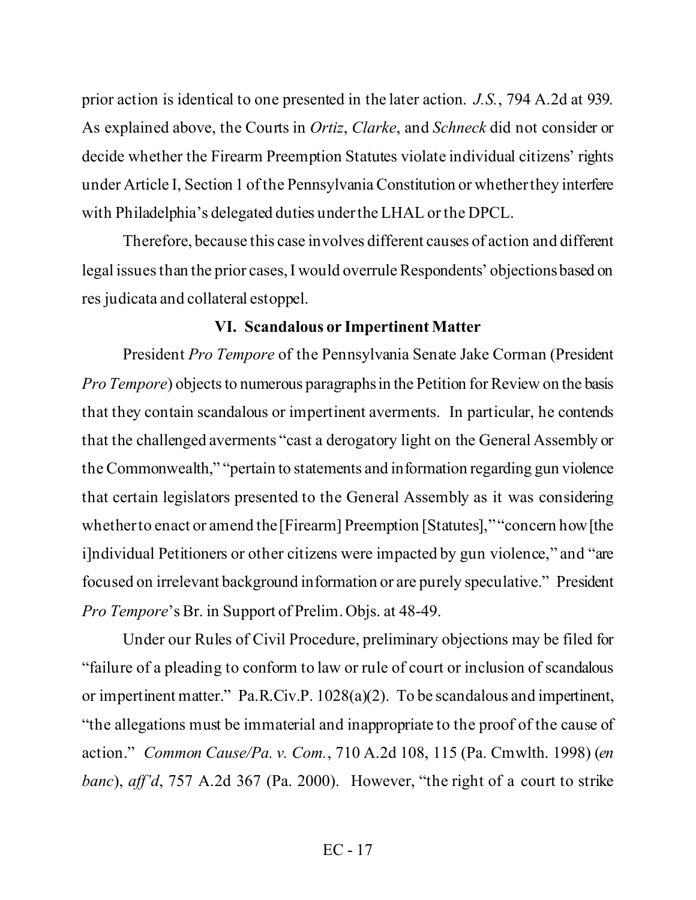prior action is identical to one presented in the later action. *J.S.*, 794 A.2d at 939. As explained above, the Courts in *Ortiz*, *Clarke*, and *Schneck* did not consider or decide whether the Firearm Preemption Statutes violate individual citizens' rights under Article I, Section 1 of the Pennsylvania Constitution or whether they interfere with Philadelphia's delegated duties under the LHAL or the DPCL.

Therefore, because this case involves different causes of action and different legal issues than the prior cases, I would overrule Respondents' objections based on res judicata and collateral estoppel.

### VI. Scandalous or Impertinent Matter

President *Pro Tempore* of the Pennsylvania Senate Jake Corman (President *Pro Tempore*) objects to numerous paragraphs in the Petition for Review on the basis that they contain scandalous or impertinent averments. In particular, he contends that the challenged averments "cast a derogatory light on the General Assembly or the Commonwealth," "pertain to statements and information regarding gun violence that certain legislators presented to the General Assembly as it was considering whether to enact or amend the [Firearm] Preemption [Statutes]," "concern how [the i]ndividual Petitioners or other citizens were impacted by gun violence," and "are focused on irrelevant background information or are purely speculative." President *Pro Tempore*'s Br. in Support of Prelim. Objs. at 48-49.

Under our Rules of Civil Procedure, preliminary objections may be filed for "failure of a pleading to conform to law or rule of court or inclusion of scandalous or impertinent matter." Pa.R.Civ.P. 1028(a)(2). To be scandalous and impertinent, "the allegations must be immaterial and inappropriate to the proof of the cause of action." *Common Cause/Pa. v. Com.*, 710 A.2d 108, 115 (Pa. Cmwlth. 1998) (*en banc*), *aff'd*, 757 A.2d 367 (Pa. 2000). However, "the right of a court to strike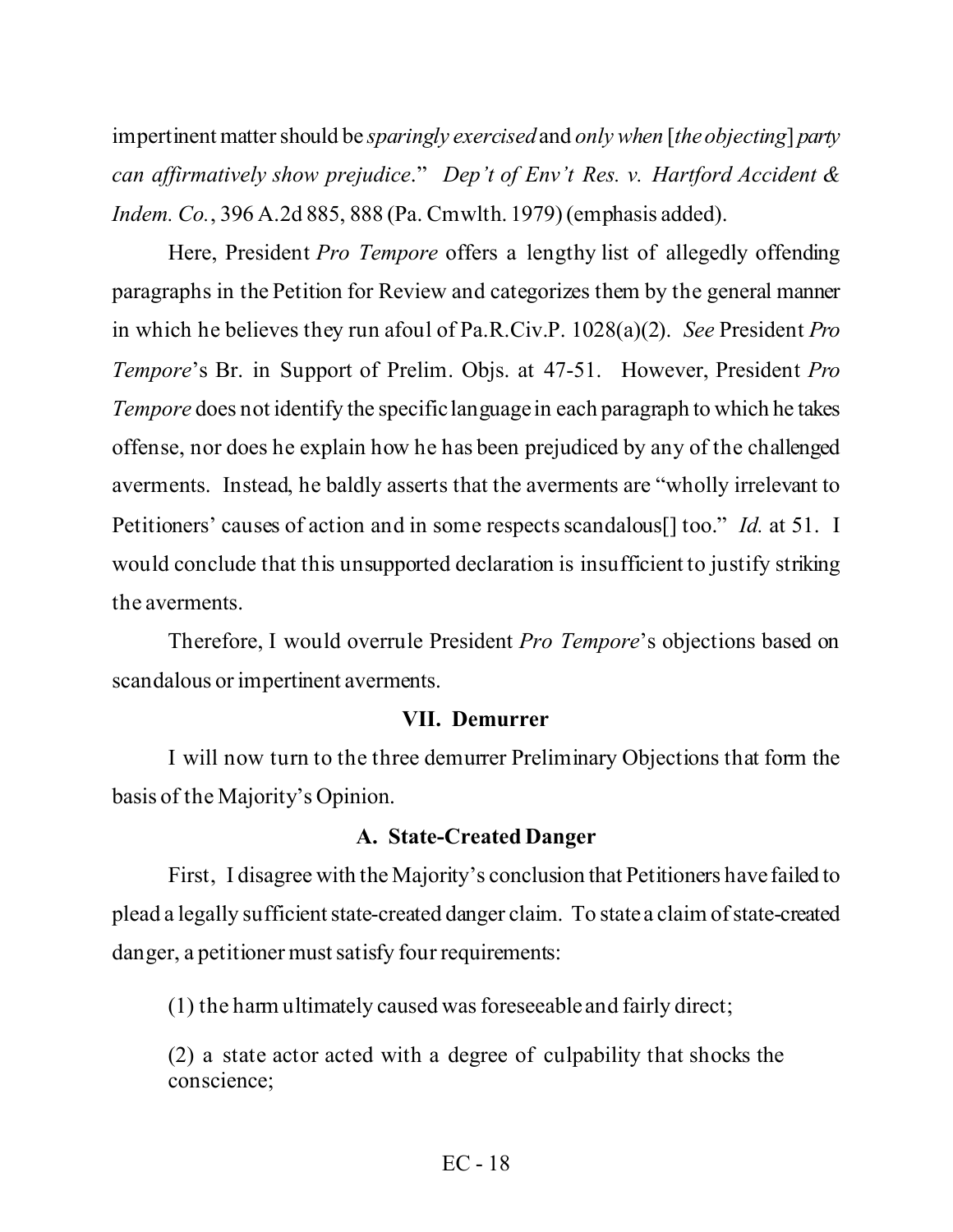impertinent matter should be *sparingly exercised* and *only when* [*the objecting*] *party can affirmatively show prejudice*." *Dep't of Env't Res. v. Hartford Accident & Indem. Co.*, 396 A.2d 885, 888 (Pa. Cmwlth. 1979) (emphasis added).

Here, President *Pro Tempore* offers a lengthy list of allegedly offending paragraphs in the Petition for Review and categorizes them by the general manner in which he believes they run afoul of Pa.R.Civ.P. 1028(a)(2). *See* President *Pro Tempore*'s Br. in Support of Prelim. Objs. at 47-51. However, President *Pro Tempore* does not identify the specific language in each paragraph to which he takes offense, nor does he explain how he has been prejudiced by any of the challenged averments. Instead, he baldly asserts that the averments are "wholly irrelevant to Petitioners' causes of action and in some respects scandalous[] too." *Id.* at 51. I would conclude that this unsupported declaration is insufficient to justify striking the averments.

Therefore, I would overrule President *Pro Tempore*'s objections based on scandalous or impertinent averments.

## VII. Demurrer

I will now turn to the three demurrer Preliminary Objections that form the basis of the Majority's Opinion.

### A. State-Created Danger

First, I disagree with the Majority's conclusion that Petitioners have failed to plead a legally sufficient state-created danger claim. To state a claim of state-created danger, a petitioner must satisfy four requirements:

> (1) the harm ultimately caused was foreseeable and fairly direct;
>
> (2) a state actor acted with a degree of culpability that shocks the conscience;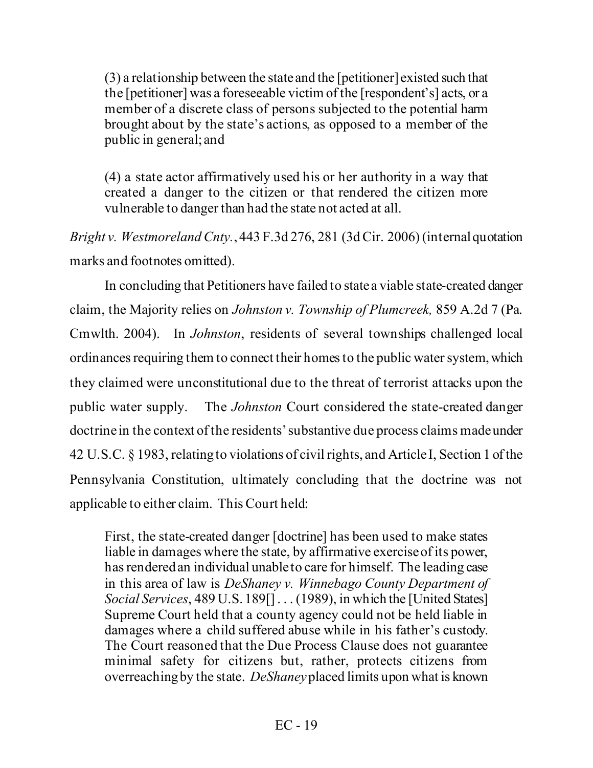> (3) a relationship between the state and the [petitioner] existed such that the [petitioner] was a foreseeable victim of the [respondent's] acts, or a member of a discrete class of persons subjected to the potential harm brought about by the state's actions, as opposed to a member of the public in general; and
>
> (4) a state actor affirmatively used his or her authority in a way that created a danger to the citizen or that rendered the citizen more vulnerable to danger than had the state not acted at all.

*Bright v. Westmoreland Cnty.*, 443 F.3d 276, 281 (3d Cir. 2006) (internal quotation marks and footnotes omitted).

In concluding that Petitioners have failed to state a viable state-created danger claim, the Majority relies on *Johnston v. Township of Plumcreek,* 859 A.2d 7 (Pa. Cmwlth. 2004). In *Johnston*, residents of several townships challenged local ordinances requiring them to connect their homes to the public water system, which they claimed were unconstitutional due to the threat of terrorist attacks upon the public water supply. The *Johnston* Court considered the state-created danger doctrine in the context of the residents' substantive due process claims made under 42 U.S.C. § 1983, relating to violations of civil rights, and Article I, Section 1 of the Pennsylvania Constitution, ultimately concluding that the doctrine was not applicable to either claim. This Court held:

> First, the state-created danger [doctrine] has been used to make states liable in damages where the state, by affirmative exercise of its power, has rendered an individual unable to care for himself. The leading case in this area of law is *DeShaney v. Winnebago County Department of Social Services*, 489 U.S. 189[] . . . (1989), in which the [United States] Supreme Court held that a county agency could not be held liable in damages where a child suffered abuse while in his father's custody. The Court reasoned that the Due Process Clause does not guarantee minimal safety for citizens but, rather, protects citizens from overreaching by the state. *DeShaney* placed limits upon what is known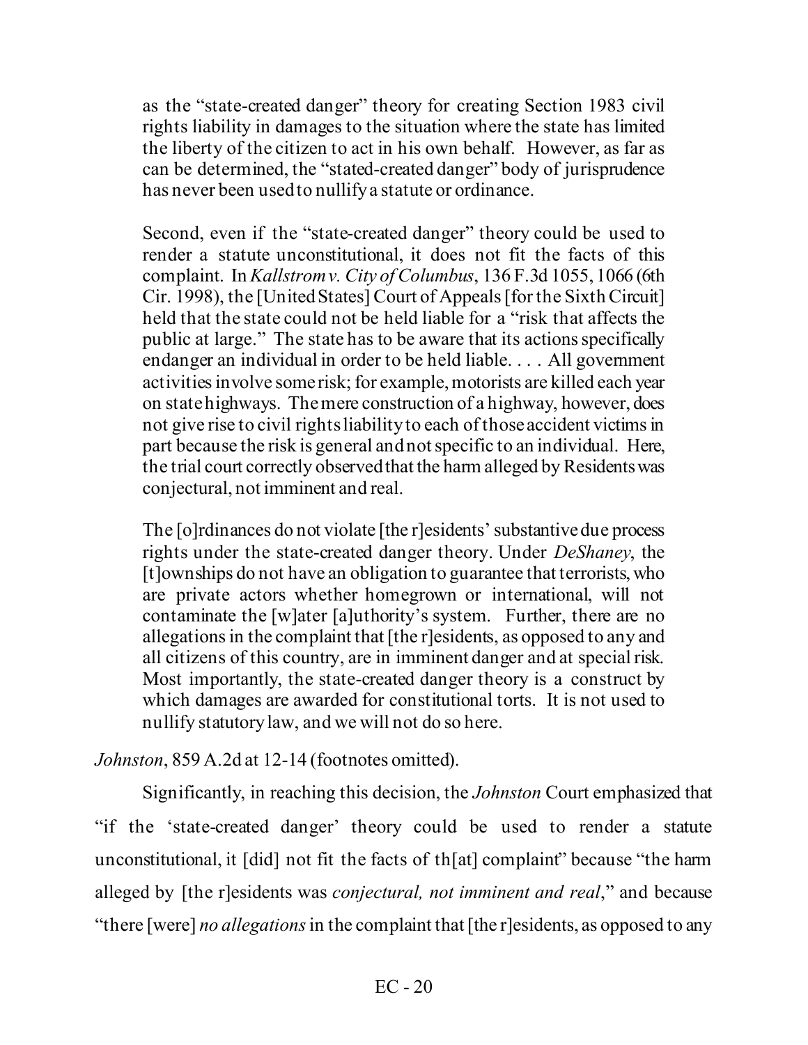> as the "state-created danger" theory for creating Section 1983 civil rights liability in damages to the situation where the state has limited the liberty of the citizen to act in his own behalf. However, as far as can be determined, the "stated-created danger" body of jurisprudence has never been used to nullify a statute or ordinance.
>
> Second, even if the "state-created danger" theory could be used to render a statute unconstitutional, it does not fit the facts of this complaint. In *Kallstrom v. City of Columbus*, 136 F.3d 1055, 1066 (6th Cir. 1998), the [United States] Court of Appeals [for the Sixth Circuit] held that the state could not be held liable for a "risk that affects the public at large." The state has to be aware that its actions specifically endanger an individual in order to be held liable. . . . All government activities involve some risk; for example, motorists are killed each year on state highways. The mere construction of a highway, however, does not give rise to civil rights liability to each of those accident victims in part because the risk is general and not specific to an individual. Here, the trial court correctly observed that the harm alleged by Residents was conjectural, not imminent and real.
>
> The [o]rdinances do not violate [the r]esidents' substantive due process rights under the state-created danger theory. Under *DeShaney*, the [t]ownships do not have an obligation to guarantee that terrorists, who are private actors whether homegrown or international, will not contaminate the [w]ater [a]uthority's system. Further, there are no allegations in the complaint that [the r]esidents, as opposed to any and all citizens of this country, are in imminent danger and at special risk. Most importantly, the state-created danger theory is a construct by which damages are awarded for constitutional torts. It is not used to nullify statutory law, and we will not do so here.

*Johnston*, 859 A.2d at 12-14 (footnotes omitted).

Significantly, in reaching this decision, the *Johnston* Court emphasized that "if the 'state-created danger' theory could be used to render a statute unconstitutional, it [did] not fit the facts of th[at] complaint" because "the harm alleged by [the r]esidents was *conjectural, not imminent and real*," and because "there [were] *no allegations* in the complaint that [the r]esidents, as opposed to any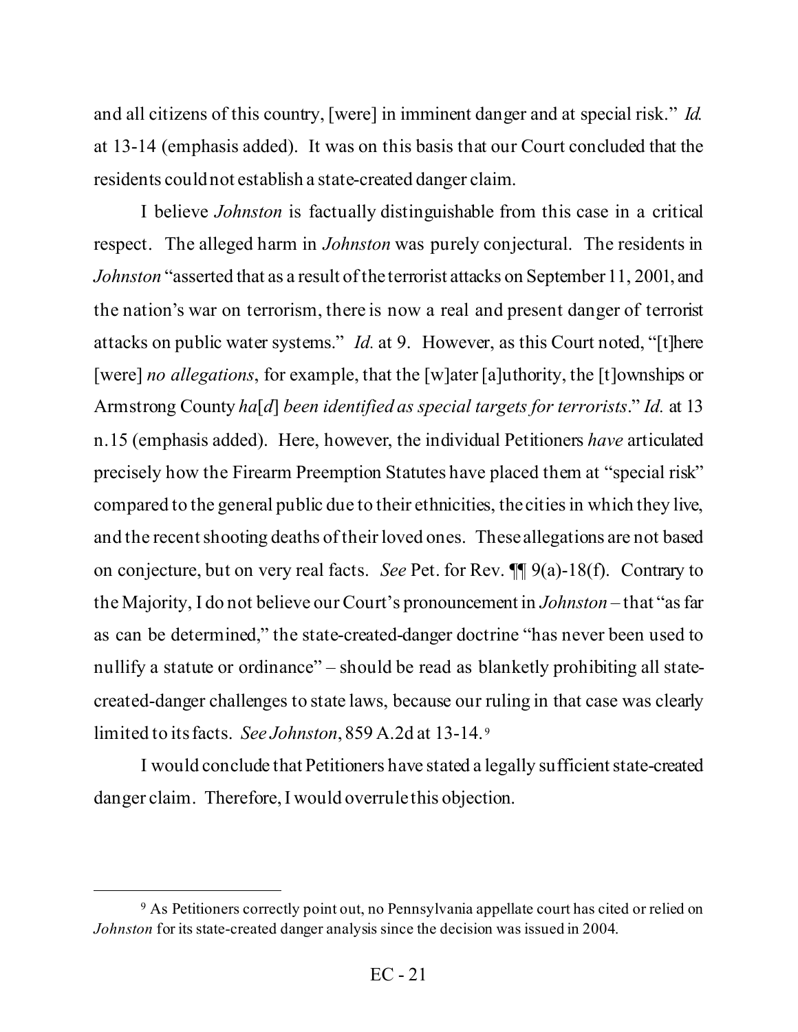and all citizens of this country, [were] in imminent danger and at special risk." *Id.* at 13-14 (emphasis added). It was on this basis that our Court concluded that the residents could not establish a state-created danger claim.

I believe *Johnston* is factually distinguishable from this case in a critical respect. The alleged harm in *Johnston* was purely conjectural. The residents in *Johnston* "asserted that as a result of the terrorist attacks on September 11, 2001, and the nation's war on terrorism, there is now a real and present danger of terrorist attacks on public water systems." *Id.* at 9. However, as this Court noted, "[t]here [were] *no allegations*, for example, that the [w]ater [a]uthority, the [t]ownships or Armstrong County *ha*[*d*] *been identified as special targets for terrorists*." *Id.* at 13 n.15 (emphasis added). Here, however, the individual Petitioners *have* articulated precisely how the Firearm Preemption Statutes have placed them at "special risk" compared to the general public due to their ethnicities, the cities in which they live, and the recent shooting deaths of their loved ones. These allegations are not based on conjecture, but on very real facts. *See* Pet. for Rev. ¶¶ 9(a)-18(f). Contrary to the Majority, I do not believe our Court's pronouncement in *Johnston* – that "as far as can be determined," the state-created-danger doctrine "has never been used to nullify a statute or ordinance" – should be read as blanketly prohibiting all state-created-danger challenges to state laws, because our ruling in that case was clearly limited to its facts. *See Johnston*, 859 A.2d at 13-14.[9]

I would conclude that Petitioners have stated a legally sufficient state-created danger claim. Therefore, I would overrule this objection.

---

[9] As Petitioners correctly point out, no Pennsylvania appellate court has cited or relied on *Johnston* for its state-created danger analysis since the decision was issued in 2004.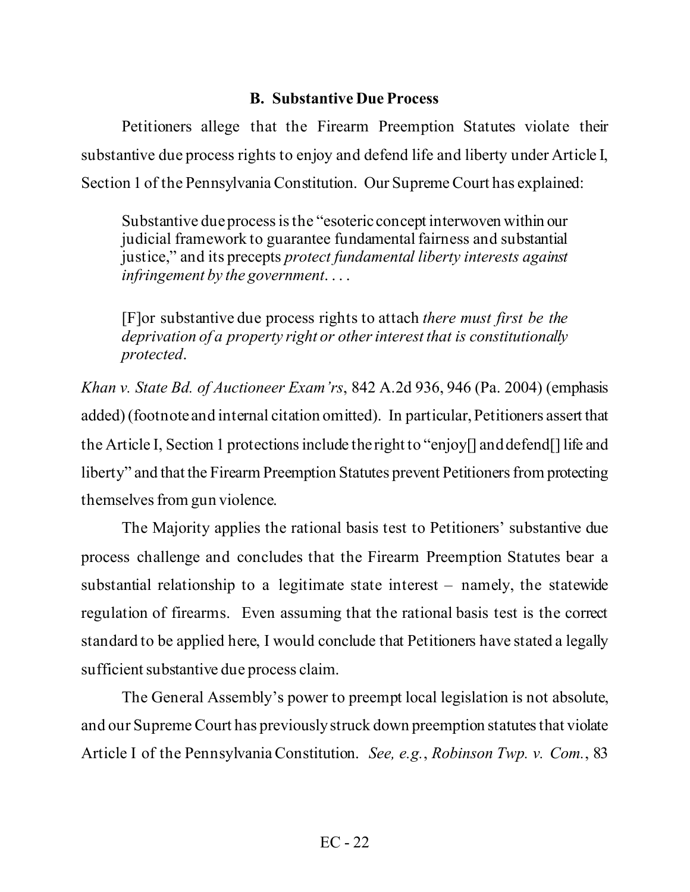### B. Substantive Due Process

Petitioners allege that the Firearm Preemption Statutes violate their substantive due process rights to enjoy and defend life and liberty under Article I, Section 1 of the Pennsylvania Constitution. Our Supreme Court has explained:

> Substantive due process is the "esoteric concept interwoven within our judicial framework to guarantee fundamental fairness and substantial justice," and its precepts *protect fundamental liberty interests against infringement by the government*. . . .
>
> [F]or substantive due process rights to attach *there must first be the deprivation of a property right or other interest that is constitutionally protected*.

*Khan v. State Bd. of Auctioneer Exam'rs*, 842 A.2d 936, 946 (Pa. 2004) (emphasis added) (footnote and internal citation omitted). In particular, Petitioners assert that the Article I, Section 1 protections include the right to "enjoy[] and defend[] life and liberty" and that the Firearm Preemption Statutes prevent Petitioners from protecting themselves from gun violence.

The Majority applies the rational basis test to Petitioners' substantive due process challenge and concludes that the Firearm Preemption Statutes bear a substantial relationship to a legitimate state interest – namely, the statewide regulation of firearms. Even assuming that the rational basis test is the correct standard to be applied here, I would conclude that Petitioners have stated a legally sufficient substantive due process claim.

The General Assembly's power to preempt local legislation is not absolute, and our Supreme Court has previously struck down preemption statutes that violate Article I of the Pennsylvania Constitution. *See, e.g.*, *Robinson Twp. v. Com.*, 83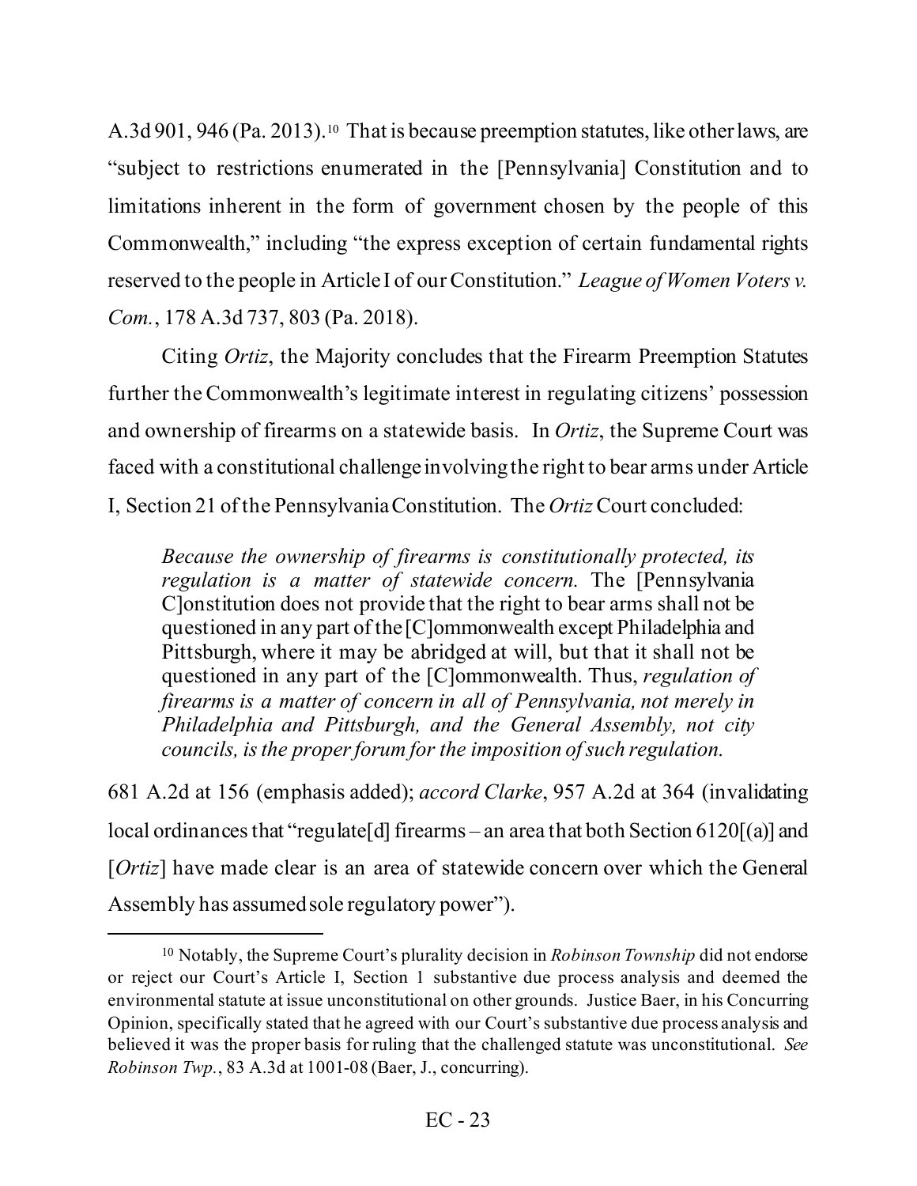A.3d 901, 946 (Pa. 2013).[10] That is because preemption statutes, like other laws, are "subject to restrictions enumerated in the [Pennsylvania] Constitution and to limitations inherent in the form of government chosen by the people of this Commonwealth," including "the express exception of certain fundamental rights reserved to the people in Article I of our Constitution." *League of Women Voters v. Com.*, 178 A.3d 737, 803 (Pa. 2018).

Citing *Ortiz*, the Majority concludes that the Firearm Preemption Statutes further the Commonwealth's legitimate interest in regulating citizens' possession and ownership of firearms on a statewide basis. In *Ortiz*, the Supreme Court was faced with a constitutional challenge involving the right to bear arms under Article I, Section 21 of the Pennsylvania Constitution. The *Ortiz* Court concluded:

> *Because the ownership of firearms is constitutionally protected, its regulation is a matter of statewide concern.* The [Pennsylvania C]onstitution does not provide that the right to bear arms shall not be questioned in any part of the [C]ommonwealth except Philadelphia and Pittsburgh, where it may be abridged at will, but that it shall not be questioned in any part of the [C]ommonwealth. Thus, *regulation of firearms is a matter of concern in all of Pennsylvania, not merely in Philadelphia and Pittsburgh, and the General Assembly, not city councils, is the proper forum for the imposition of such regulation.*

681 A.2d at 156 (emphasis added); *accord Clarke*, 957 A.2d at 364 (invalidating local ordinances that "regulate[d] firearms – an area that both Section 6120[(a)] and [*Ortiz*] have made clear is an area of statewide concern over which the General Assembly has assumed sole regulatory power").

---

[10] Notably, the Supreme Court's plurality decision in *Robinson Township* did not endorse or reject our Court's Article I, Section 1 substantive due process analysis and deemed the environmental statute at issue unconstitutional on other grounds. Justice Baer, in his Concurring Opinion, specifically stated that he agreed with our Court's substantive due process analysis and believed it was the proper basis for ruling that the challenged statute was unconstitutional. *See Robinson Twp.*, 83 A.3d at 1001-08 (Baer, J., concurring).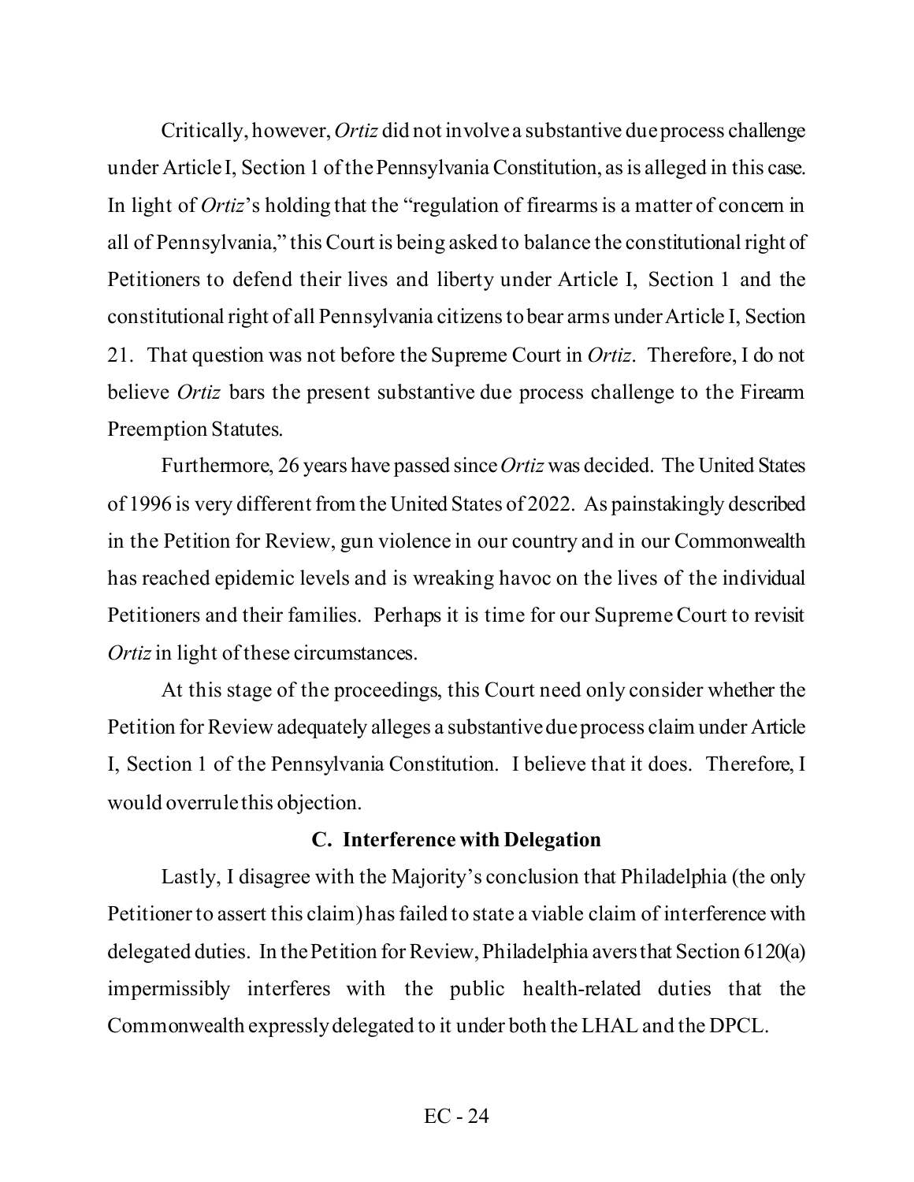Critically, however, *Ortiz* did not involve a substantive due process challenge under Article I, Section 1 of the Pennsylvania Constitution, as is alleged in this case. In light of *Ortiz*'s holding that the "regulation of firearms is a matter of concern in all of Pennsylvania," this Court is being asked to balance the constitutional right of Petitioners to defend their lives and liberty under Article I, Section 1 and the constitutional right of all Pennsylvania citizens to bear arms under Article I, Section 21. That question was not before the Supreme Court in *Ortiz*. Therefore, I do not believe *Ortiz* bars the present substantive due process challenge to the Firearm Preemption Statutes.

Furthermore, 26 years have passed since *Ortiz* was decided. The United States of 1996 is very different from the United States of 2022. As painstakingly described in the Petition for Review, gun violence in our country and in our Commonwealth has reached epidemic levels and is wreaking havoc on the lives of the individual Petitioners and their families. Perhaps it is time for our Supreme Court to revisit *Ortiz* in light of these circumstances.

At this stage of the proceedings, this Court need only consider whether the Petition for Review adequately alleges a substantive due process claim under Article I, Section 1 of the Pennsylvania Constitution. I believe that it does. Therefore, I would overrule this objection.

### C. Interference with Delegation

Lastly, I disagree with the Majority's conclusion that Philadelphia (the only Petitioner to assert this claim) has failed to state a viable claim of interference with delegated duties. In the Petition for Review, Philadelphia avers that Section 6120(a) impermissibly interferes with the public health-related duties that the Commonwealth expressly delegated to it under both the LHAL and the DPCL.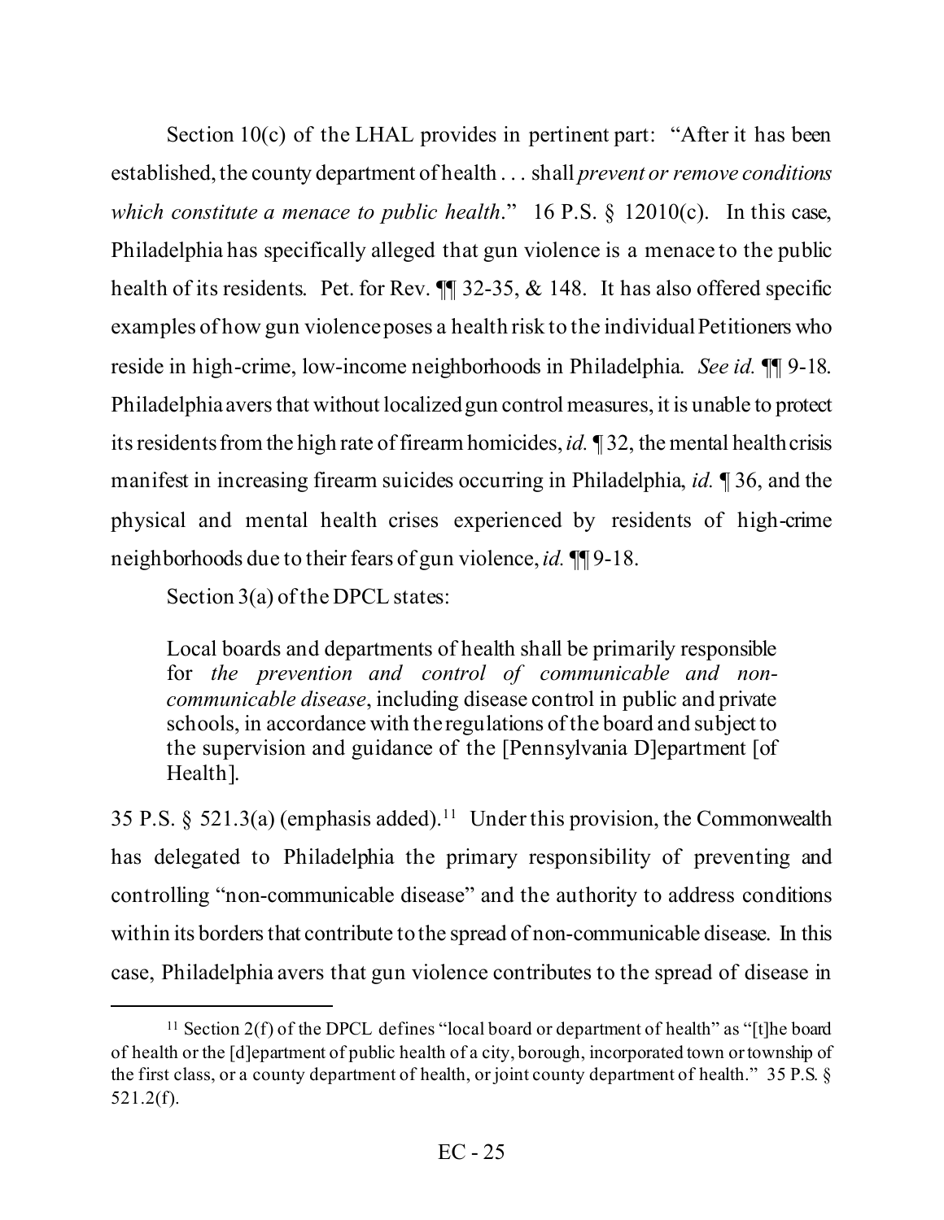Section 10(c) of the LHAL provides in pertinent part: "After it has been established, the county department of health . . . shall *prevent or remove conditions which constitute a menace to public health*." 16 P.S. § 12010(c). In this case, Philadelphia has specifically alleged that gun violence is a menace to the public health of its residents. Pet. for Rev. ¶¶ 32-35, & 148. It has also offered specific examples of how gun violence poses a health risk to the individual Petitioners who reside in high-crime, low-income neighborhoods in Philadelphia. *See id.* ¶¶ 9-18. Philadelphia avers that without localized gun control measures, it is unable to protect its residents from the high rate of firearm homicides, *id.* ¶ 32, the mental health crisis manifest in increasing firearm suicides occurring in Philadelphia, *id.* ¶ 36, and the physical and mental health crises experienced by residents of high-crime neighborhoods due to their fears of gun violence, *id.* ¶¶ 9-18.

Section 3(a) of the DPCL states:

> Local boards and departments of health shall be primarily responsible for *the prevention and control of communicable and non-communicable disease*, including disease control in public and private schools, in accordance with the regulations of the board and subject to the supervision and guidance of the [Pennsylvania D]epartment [of Health].

35 P.S. § 521.3(a) (emphasis added).[11] Under this provision, the Commonwealth has delegated to Philadelphia the primary responsibility of preventing and controlling "non-communicable disease" and the authority to address conditions within its borders that contribute to the spread of non-communicable disease. In this case, Philadelphia avers that gun violence contributes to the spread of disease in

---

[11] Section 2(f) of the DPCL defines "local board or department of health" as "[t]he board of health or the [d]epartment of public health of a city, borough, incorporated town or township of the first class, or a county department of health, or joint county department of health." 35 P.S. § 521.2(f).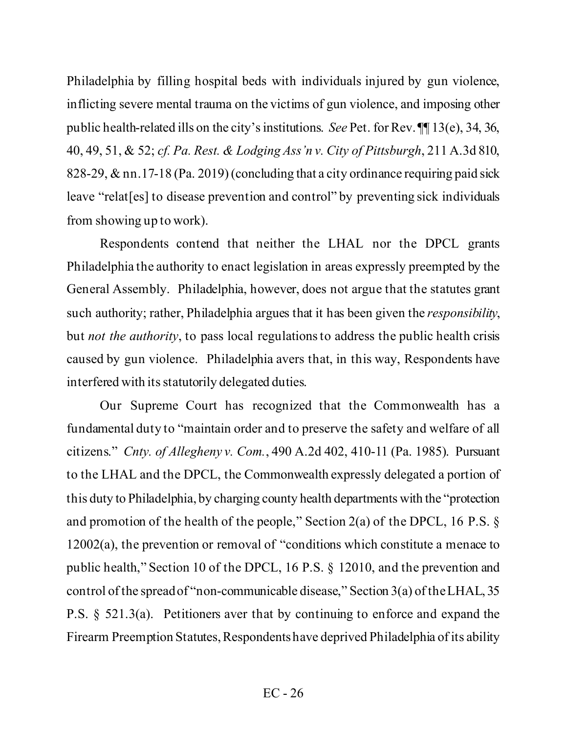Philadelphia by filling hospital beds with individuals injured by gun violence, inflicting severe mental trauma on the victims of gun violence, and imposing other public health-related ills on the city's institutions. *See* Pet. for Rev. ¶¶ 13(e), 34, 36, 40, 49, 51, & 52; *cf. Pa. Rest. & Lodging Ass'n v. City of Pittsburgh*, 211 A.3d 810, 828-29, & nn.17-18 (Pa. 2019) (concluding that a city ordinance requiring paid sick leave "relat[es] to disease prevention and control" by preventing sick individuals from showing up to work).

Respondents contend that neither the LHAL nor the DPCL grants Philadelphia the authority to enact legislation in areas expressly preempted by the General Assembly. Philadelphia, however, does not argue that the statutes grant such authority; rather, Philadelphia argues that it has been given the *responsibility*, but *not the authority*, to pass local regulations to address the public health crisis caused by gun violence. Philadelphia avers that, in this way, Respondents have interfered with its statutorily delegated duties.

Our Supreme Court has recognized that the Commonwealth has a fundamental duty to "maintain order and to preserve the safety and welfare of all citizens." *Cnty. of Allegheny v. Com.*, 490 A.2d 402, 410-11 (Pa. 1985). Pursuant to the LHAL and the DPCL, the Commonwealth expressly delegated a portion of this duty to Philadelphia, by charging county health departments with the "protection and promotion of the health of the people," Section 2(a) of the DPCL, 16 P.S. § 12002(a), the prevention or removal of "conditions which constitute a menace to public health," Section 10 of the DPCL, 16 P.S. § 12010, and the prevention and control of the spread of "non-communicable disease," Section 3(a) of the LHAL, 35 P.S. § 521.3(a). Petitioners aver that by continuing to enforce and expand the Firearm Preemption Statutes, Respondents have deprived Philadelphia of its ability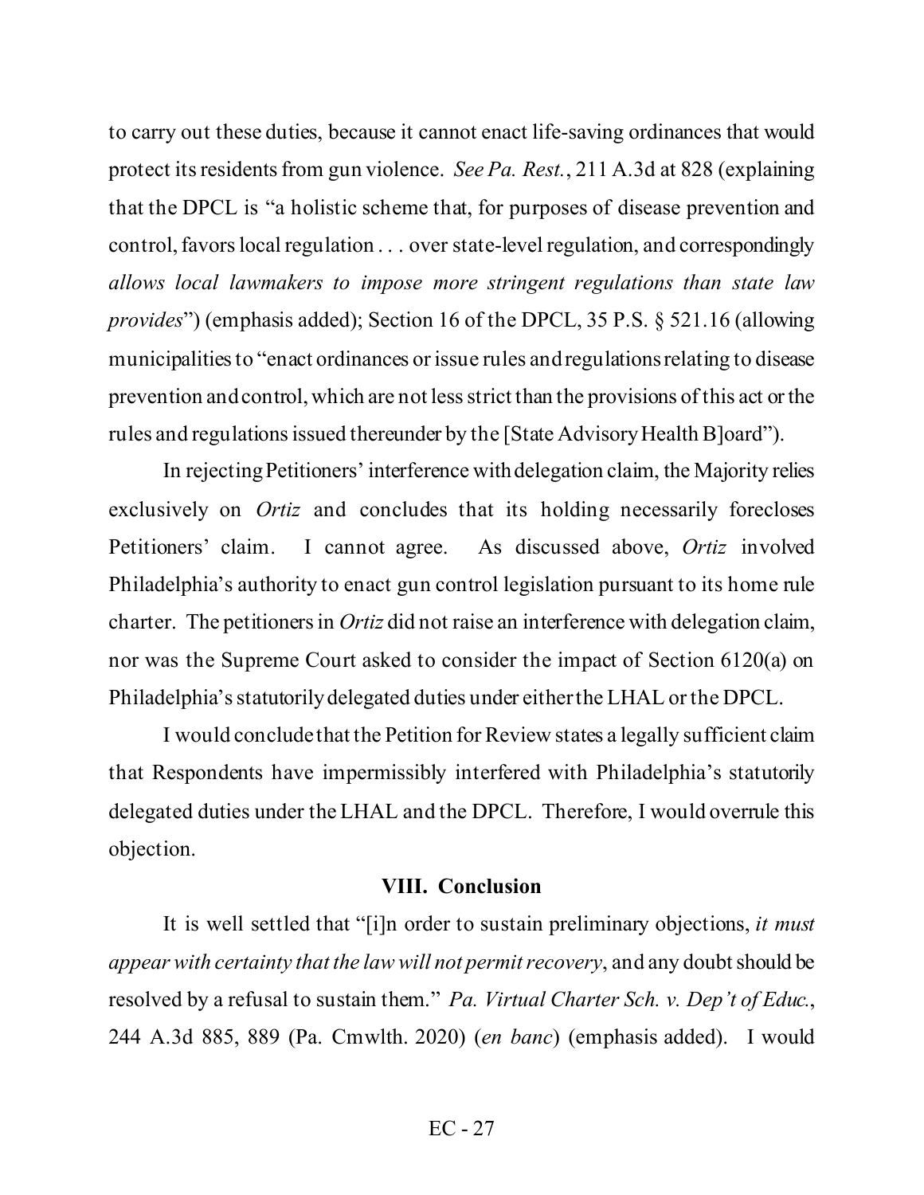to carry out these duties, because it cannot enact life-saving ordinances that would protect its residents from gun violence. *See Pa. Rest.*, 211 A.3d at 828 (explaining that the DPCL is "a holistic scheme that, for purposes of disease prevention and control, favors local regulation . . . over state-level regulation, and correspondingly *allows local lawmakers to impose more stringent regulations than state law provides*") (emphasis added); Section 16 of the DPCL, 35 P.S. § 521.16 (allowing municipalities to "enact ordinances or issue rules and regulations relating to disease prevention and control, which are not less strict than the provisions of this act or the rules and regulations issued thereunder by the [State Advisory Health B]oard").

In rejecting Petitioners' interference with delegation claim, the Majority relies exclusively on *Ortiz* and concludes that its holding necessarily forecloses Petitioners' claim. I cannot agree. As discussed above, *Ortiz* involved Philadelphia's authority to enact gun control legislation pursuant to its home rule charter. The petitioners in *Ortiz* did not raise an interference with delegation claim, nor was the Supreme Court asked to consider the impact of Section 6120(a) on Philadelphia's statutorily delegated duties under either the LHAL or the DPCL.

I would conclude that the Petition for Review states a legally sufficient claim that Respondents have impermissibly interfered with Philadelphia's statutorily delegated duties under the LHAL and the DPCL. Therefore, I would overrule this objection.

## VIII. Conclusion

It is well settled that "[i]n order to sustain preliminary objections, *it must appear with certainty that the law will not permit recovery*, and any doubt should be resolved by a refusal to sustain them." *Pa. Virtual Charter Sch. v. Dep't of Educ.*, 244 A.3d 885, 889 (Pa. Cmwlth. 2020) (*en banc*) (emphasis added). I would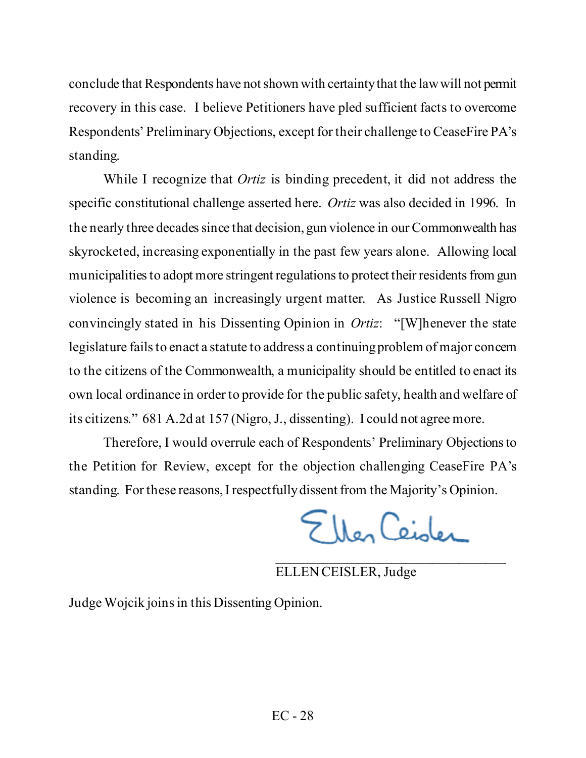conclude that Respondents have not shown with certainty that the law will not permit recovery in this case. I believe Petitioners have pled sufficient facts to overcome Respondents' Preliminary Objections, except for their challenge to CeaseFire PA's standing.

While I recognize that *Ortiz* is binding precedent, it did not address the specific constitutional challenge asserted here. *Ortiz* was also decided in 1996. In the nearly three decades since that decision, gun violence in our Commonwealth has skyrocketed, increasing exponentially in the past few years alone. Allowing local municipalities to adopt more stringent regulations to protect their residents from gun violence is becoming an increasingly urgent matter. As Justice Russell Nigro convincingly stated in his Dissenting Opinion in *Ortiz*: "[W]henever the state legislature fails to enact a statute to address a continuing problem of major concern to the citizens of the Commonwealth, a municipality should be entitled to enact its own local ordinance in order to provide for the public safety, health and welfare of its citizens." 681 A.2d at 157 (Nigro, J., dissenting). I could not agree more.

Therefore, I would overrule each of Respondents' Preliminary Objections to the Petition for Review, except for the objection challenging CeaseFire PA's standing. For these reasons, I respectfully dissent from the Majority's Opinion.

Ellen Ceisler

\_\_\_\_\_\_\_\_\_\_\_\_\_\_\_\_\_\_\_\_\_\_\_\_\_\_\_\_\_\_\_\_\_\_\_\_
ELLEN CEISLER, Judge

Judge Wojcik joins in this Dissenting Opinion.